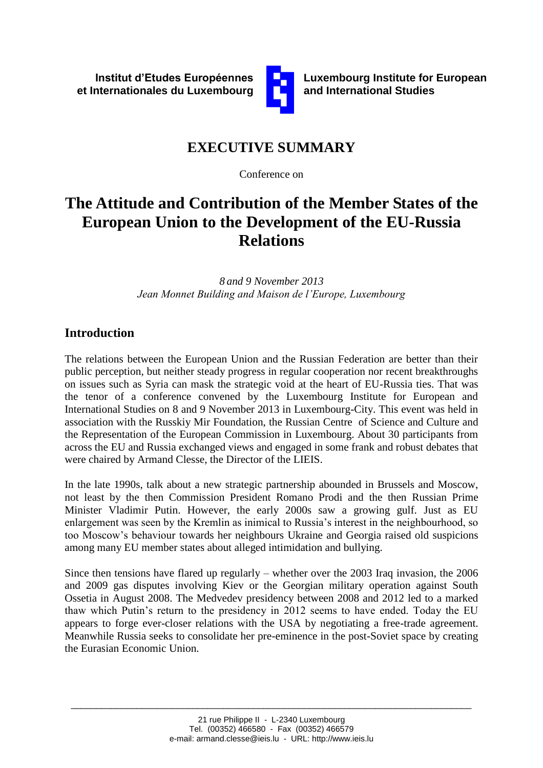**Institut d'Etudes Européennes et Internationales du Luxembourg**

**Luxembourg Institute for European and International Studies**

## EXECUTIVE SUMMARY

Conference on

# The Attitude and Contribution of the Member States of the European Union to the Development of the EU-Russia Relations

*8 and 9 November 2013*
*Jean Monnet Building and Maison de l'Europe, Luxembourg*

## Introduction

The relations between the European Union and the Russian Federation are better than their public perception, but neither steady progress in regular cooperation nor recent breakthroughs on issues such as Syria can mask the strategic void at the heart of EU-Russia ties. That was the tenor of a conference convened by the Luxembourg Institute for European and International Studies on 8 and 9 November 2013 in Luxembourg-City. This event was held in association with the Russkiy Mir Foundation, the Russian Centre of Science and Culture and the Representation of the European Commission in Luxembourg. About 30 participants from across the EU and Russia exchanged views and engaged in some frank and robust debates that were chaired by Armand Clesse, the Director of the LIEIS.

In the late 1990s, talk about a new strategic partnership abounded in Brussels and Moscow, not least by the then Commission President Romano Prodi and the then Russian Prime Minister Vladimir Putin. However, the early 2000s saw a growing gulf. Just as EU enlargement was seen by the Kremlin as inimical to Russia's interest in the neighbourhood, so too Moscow's behaviour towards her neighbours Ukraine and Georgia raised old suspicions among many EU member states about alleged intimidation and bullying.

Since then tensions have flared up regularly – whether over the 2003 Iraq invasion, the 2006 and 2009 gas disputes involving Kiev or the Georgian military operation against South Ossetia in August 2008. The Medvedev presidency between 2008 and 2012 led to a marked thaw which Putin's return to the presidency in 2012 seems to have ended. Today the EU appears to forge ever-closer relations with the USA by negotiating a free-trade agreement. Meanwhile Russia seeks to consolidate her pre-eminence in the post-Soviet space by creating the Eurasian Economic Union.

21 rue Philippe II - L-2340 Luxembourg
Tel. (00352) 466580 - Fax (00352) 466579
e-mail: armand.clesse@ieis.lu - URL: http://www.ieis.lu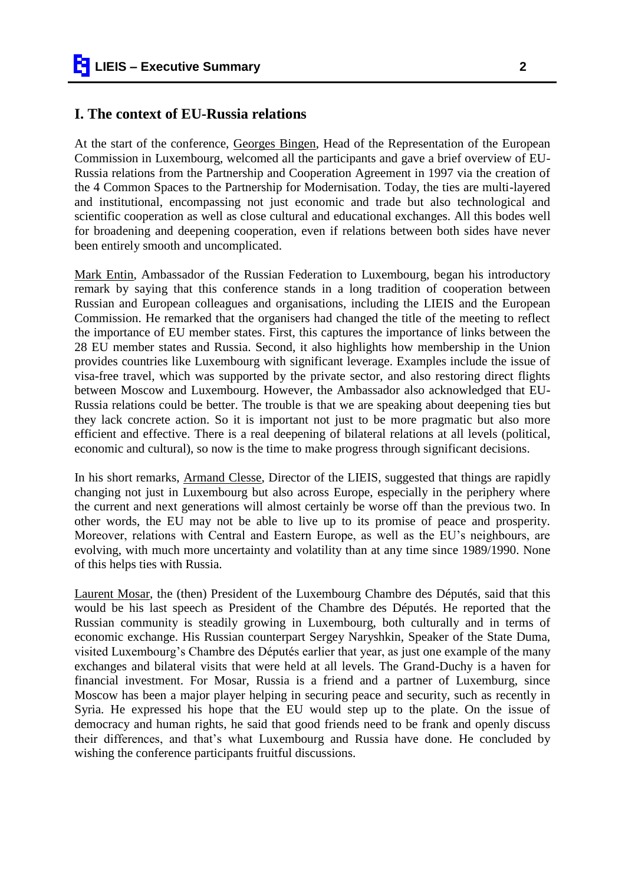## I. The context of EU-Russia relations

At the start of the conference, Georges Bingen, Head of the Representation of the European Commission in Luxembourg, welcomed all the participants and gave a brief overview of EU-Russia relations from the Partnership and Cooperation Agreement in 1997 via the creation of the 4 Common Spaces to the Partnership for Modernisation. Today, the ties are multi-layered and institutional, encompassing not just economic and trade but also technological and scientific cooperation as well as close cultural and educational exchanges. All this bodes well for broadening and deepening cooperation, even if relations between both sides have never been entirely smooth and uncomplicated.

Mark Entin, Ambassador of the Russian Federation to Luxembourg, began his introductory remark by saying that this conference stands in a long tradition of cooperation between Russian and European colleagues and organisations, including the LIEIS and the European Commission. He remarked that the organisers had changed the title of the meeting to reflect the importance of EU member states. First, this captures the importance of links between the 28 EU member states and Russia. Second, it also highlights how membership in the Union provides countries like Luxembourg with significant leverage. Examples include the issue of visa-free travel, which was supported by the private sector, and also restoring direct flights between Moscow and Luxembourg. However, the Ambassador also acknowledged that EU-Russia relations could be better. The trouble is that we are speaking about deepening ties but they lack concrete action. So it is important not just to be more pragmatic but also more efficient and effective. There is a real deepening of bilateral relations at all levels (political, economic and cultural), so now is the time to make progress through significant decisions.

In his short remarks, Armand Clesse, Director of the LIEIS, suggested that things are rapidly changing not just in Luxembourg but also across Europe, especially in the periphery where the current and next generations will almost certainly be worse off than the previous two. In other words, the EU may not be able to live up to its promise of peace and prosperity. Moreover, relations with Central and Eastern Europe, as well as the EU's neighbours, are evolving, with much more uncertainty and volatility than at any time since 1989/1990. None of this helps ties with Russia.

Laurent Mosar, the (then) President of the Luxembourg Chambre des Députés, said that this would be his last speech as President of the Chambre des Députés. He reported that the Russian community is steadily growing in Luxembourg, both culturally and in terms of economic exchange. His Russian counterpart Sergey Naryshkin, Speaker of the State Duma, visited Luxembourg's Chambre des Députés earlier that year, as just one example of the many exchanges and bilateral visits that were held at all levels. The Grand-Duchy is a haven for financial investment. For Mosar, Russia is a friend and a partner of Luxemburg, since Moscow has been a major player helping in securing peace and security, such as recently in Syria. He expressed his hope that the EU would step up to the plate. On the issue of democracy and human rights, he said that good friends need to be frank and openly discuss their differences, and that's what Luxembourg and Russia have done. He concluded by wishing the conference participants fruitful discussions.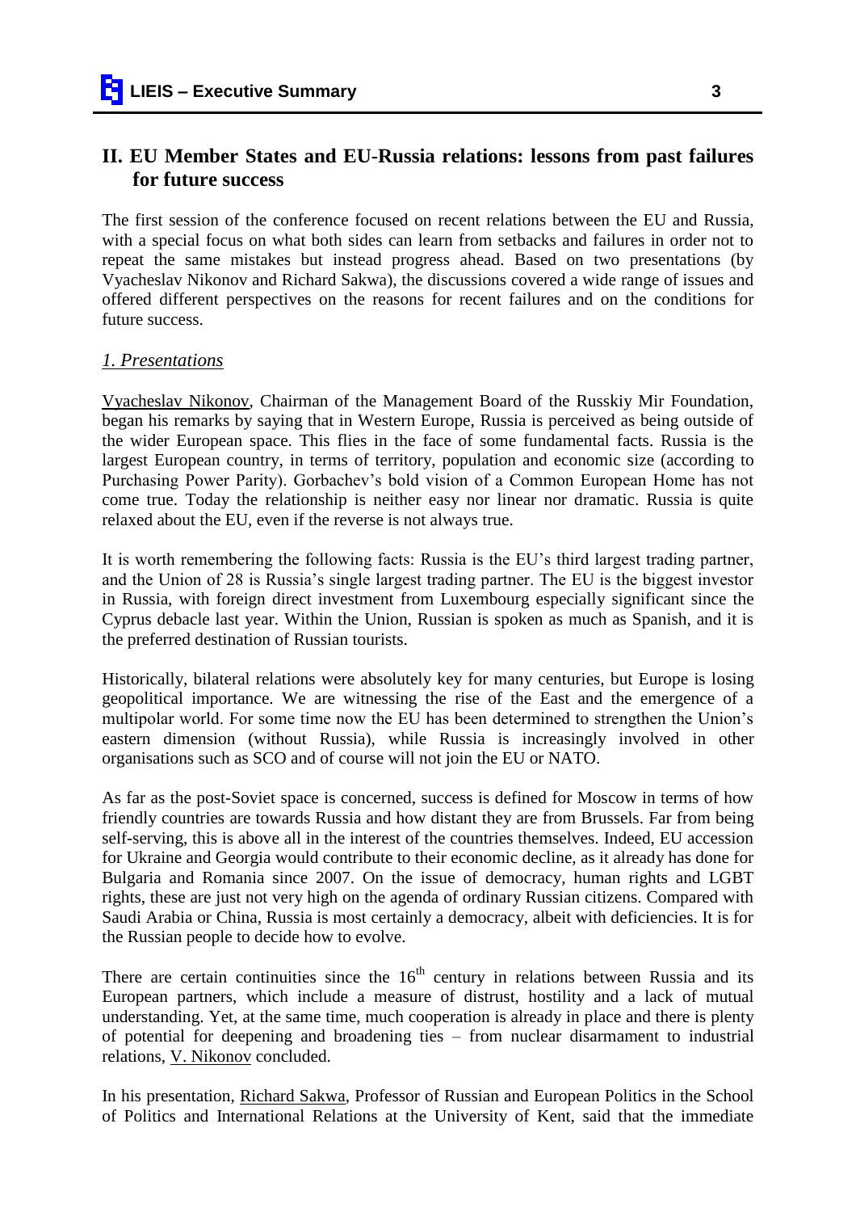## II. EU Member States and EU-Russia relations: lessons from past failures for future success

The first session of the conference focused on recent relations between the EU and Russia, with a special focus on what both sides can learn from setbacks and failures in order not to repeat the same mistakes but instead progress ahead. Based on two presentations (by Vyacheslav Nikonov and Richard Sakwa), the discussions covered a wide range of issues and offered different perspectives on the reasons for recent failures and on the conditions for future success.

### *1. Presentations*

Vyacheslav Nikonov, Chairman of the Management Board of the Russkiy Mir Foundation, began his remarks by saying that in Western Europe, Russia is perceived as being outside of the wider European space. This flies in the face of some fundamental facts. Russia is the largest European country, in terms of territory, population and economic size (according to Purchasing Power Parity). Gorbachev's bold vision of a Common European Home has not come true. Today the relationship is neither easy nor linear nor dramatic. Russia is quite relaxed about the EU, even if the reverse is not always true.

It is worth remembering the following facts: Russia is the EU's third largest trading partner, and the Union of 28 is Russia's single largest trading partner. The EU is the biggest investor in Russia, with foreign direct investment from Luxembourg especially significant since the Cyprus debacle last year. Within the Union, Russian is spoken as much as Spanish, and it is the preferred destination of Russian tourists.

Historically, bilateral relations were absolutely key for many centuries, but Europe is losing geopolitical importance. We are witnessing the rise of the East and the emergence of a multipolar world. For some time now the EU has been determined to strengthen the Union's eastern dimension (without Russia), while Russia is increasingly involved in other organisations such as SCO and of course will not join the EU or NATO.

As far as the post-Soviet space is concerned, success is defined for Moscow in terms of how friendly countries are towards Russia and how distant they are from Brussels. Far from being self-serving, this is above all in the interest of the countries themselves. Indeed, EU accession for Ukraine and Georgia would contribute to their economic decline, as it already has done for Bulgaria and Romania since 2007. On the issue of democracy, human rights and LGBT rights, these are just not very high on the agenda of ordinary Russian citizens. Compared with Saudi Arabia or China, Russia is most certainly a democracy, albeit with deficiencies. It is for the Russian people to decide how to evolve.

There are certain continuities since the 16th century in relations between Russia and its European partners, which include a measure of distrust, hostility and a lack of mutual understanding. Yet, at the same time, much cooperation is already in place and there is plenty of potential for deepening and broadening ties – from nuclear disarmament to industrial relations, V. Nikonov concluded.

In his presentation, Richard Sakwa, Professor of Russian and European Politics in the School of Politics and International Relations at the University of Kent, said that the immediate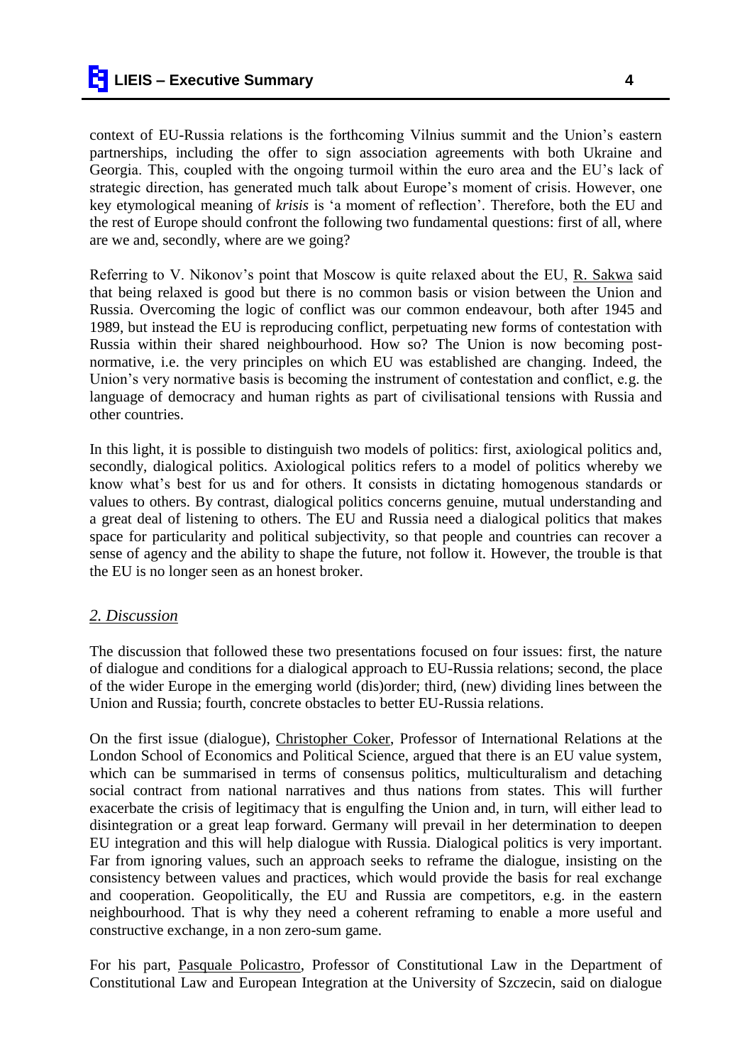context of EU-Russia relations is the forthcoming Vilnius summit and the Union's eastern partnerships, including the offer to sign association agreements with both Ukraine and Georgia. This, coupled with the ongoing turmoil within the euro area and the EU's lack of strategic direction, has generated much talk about Europe's moment of crisis. However, one key etymological meaning of *krisis* is 'a moment of reflection'. Therefore, both the EU and the rest of Europe should confront the following two fundamental questions: first of all, where are we and, secondly, where are we going?

Referring to V. Nikonov's point that Moscow is quite relaxed about the EU, R. Sakwa said that being relaxed is good but there is no common basis or vision between the Union and Russia. Overcoming the logic of conflict was our common endeavour, both after 1945 and 1989, but instead the EU is reproducing conflict, perpetuating new forms of contestation with Russia within their shared neighbourhood. How so? The Union is now becoming post-normative, i.e. the very principles on which EU was established are changing. Indeed, the Union's very normative basis is becoming the instrument of contestation and conflict, e.g. the language of democracy and human rights as part of civilisational tensions with Russia and other countries.

In this light, it is possible to distinguish two models of politics: first, axiological politics and, secondly, dialogical politics. Axiological politics refers to a model of politics whereby we know what's best for us and for others. It consists in dictating homogenous standards or values to others. By contrast, dialogical politics concerns genuine, mutual understanding and a great deal of listening to others. The EU and Russia need a dialogical politics that makes space for particularity and political subjectivity, so that people and countries can recover a sense of agency and the ability to shape the future, not follow it. However, the trouble is that the EU is no longer seen as an honest broker.

## *2. Discussion*

The discussion that followed these two presentations focused on four issues: first, the nature of dialogue and conditions for a dialogical approach to EU-Russia relations; second, the place of the wider Europe in the emerging world (dis)order; third, (new) dividing lines between the Union and Russia; fourth, concrete obstacles to better EU-Russia relations.

On the first issue (dialogue), Christopher Coker, Professor of International Relations at the London School of Economics and Political Science, argued that there is an EU value system, which can be summarised in terms of consensus politics, multiculturalism and detaching social contract from national narratives and thus nations from states. This will further exacerbate the crisis of legitimacy that is engulfing the Union and, in turn, will either lead to disintegration or a great leap forward. Germany will prevail in her determination to deepen EU integration and this will help dialogue with Russia. Dialogical politics is very important. Far from ignoring values, such an approach seeks to reframe the dialogue, insisting on the consistency between values and practices, which would provide the basis for real exchange and cooperation. Geopolitically, the EU and Russia are competitors, e.g. in the eastern neighbourhood. That is why they need a coherent reframing to enable a more useful and constructive exchange, in a non zero-sum game.

For his part, Pasquale Policastro, Professor of Constitutional Law in the Department of Constitutional Law and European Integration at the University of Szczecin, said on dialogue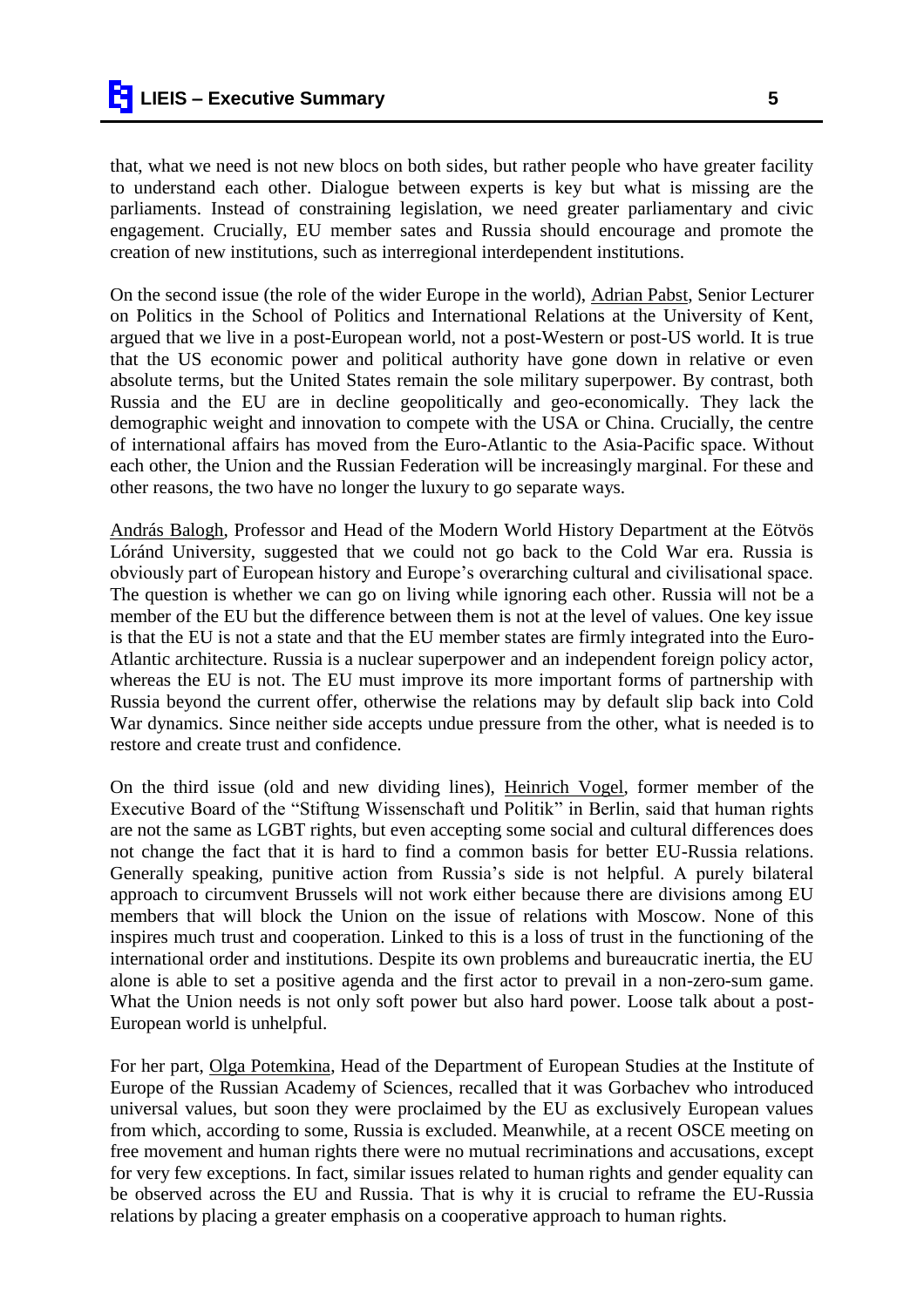that, what we need is not new blocs on both sides, but rather people who have greater facility to understand each other. Dialogue between experts is key but what is missing are the parliaments. Instead of constraining legislation, we need greater parliamentary and civic engagement. Crucially, EU member sates and Russia should encourage and promote the creation of new institutions, such as interregional interdependent institutions.

On the second issue (the role of the wider Europe in the world), Adrian Pabst, Senior Lecturer on Politics in the School of Politics and International Relations at the University of Kent, argued that we live in a post-European world, not a post-Western or post-US world. It is true that the US economic power and political authority have gone down in relative or even absolute terms, but the United States remain the sole military superpower. By contrast, both Russia and the EU are in decline geopolitically and geo-economically. They lack the demographic weight and innovation to compete with the USA or China. Crucially, the centre of international affairs has moved from the Euro-Atlantic to the Asia-Pacific space. Without each other, the Union and the Russian Federation will be increasingly marginal. For these and other reasons, the two have no longer the luxury to go separate ways.

András Balogh, Professor and Head of the Modern World History Department at the Eötvös Lóránd University, suggested that we could not go back to the Cold War era. Russia is obviously part of European history and Europe's overarching cultural and civilisational space. The question is whether we can go on living while ignoring each other. Russia will not be a member of the EU but the difference between them is not at the level of values. One key issue is that the EU is not a state and that the EU member states are firmly integrated into the Euro-Atlantic architecture. Russia is a nuclear superpower and an independent foreign policy actor, whereas the EU is not. The EU must improve its more important forms of partnership with Russia beyond the current offer, otherwise the relations may by default slip back into Cold War dynamics. Since neither side accepts undue pressure from the other, what is needed is to restore and create trust and confidence.

On the third issue (old and new dividing lines), Heinrich Vogel, former member of the Executive Board of the "Stiftung Wissenschaft und Politik" in Berlin, said that human rights are not the same as LGBT rights, but even accepting some social and cultural differences does not change the fact that it is hard to find a common basis for better EU-Russia relations. Generally speaking, punitive action from Russia's side is not helpful. A purely bilateral approach to circumvent Brussels will not work either because there are divisions among EU members that will block the Union on the issue of relations with Moscow. None of this inspires much trust and cooperation. Linked to this is a loss of trust in the functioning of the international order and institutions. Despite its own problems and bureaucratic inertia, the EU alone is able to set a positive agenda and the first actor to prevail in a non-zero-sum game. What the Union needs is not only soft power but also hard power. Loose talk about a post-European world is unhelpful.

For her part, Olga Potemkina, Head of the Department of European Studies at the Institute of Europe of the Russian Academy of Sciences, recalled that it was Gorbachev who introduced universal values, but soon they were proclaimed by the EU as exclusively European values from which, according to some, Russia is excluded. Meanwhile, at a recent OSCE meeting on free movement and human rights there were no mutual recriminations and accusations, except for very few exceptions. In fact, similar issues related to human rights and gender equality can be observed across the EU and Russia. That is why it is crucial to reframe the EU-Russia relations by placing a greater emphasis on a cooperative approach to human rights.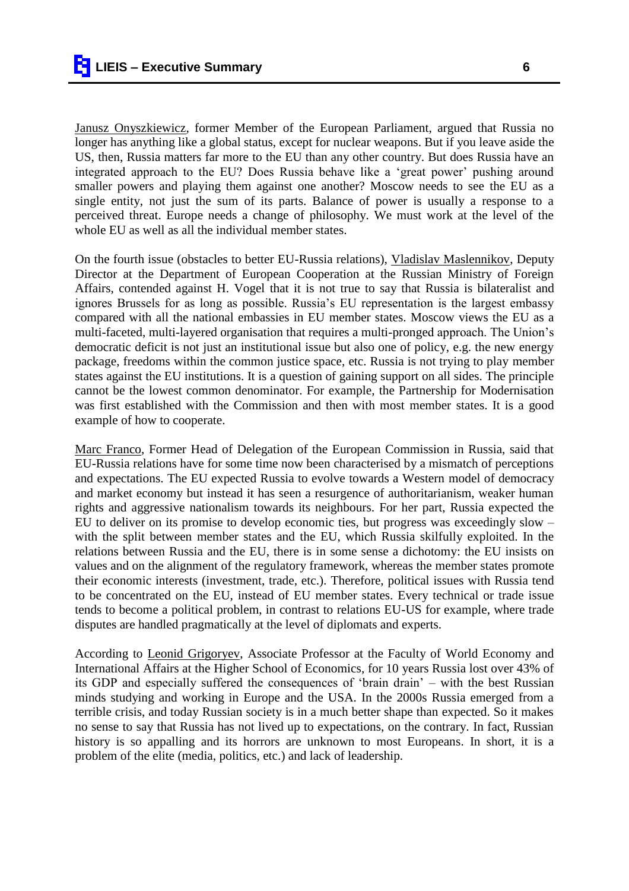Janusz Onyszkiewicz, former Member of the European Parliament, argued that Russia no longer has anything like a global status, except for nuclear weapons. But if you leave aside the US, then, Russia matters far more to the EU than any other country. But does Russia have an integrated approach to the EU? Does Russia behave like a 'great power' pushing around smaller powers and playing them against one another? Moscow needs to see the EU as a single entity, not just the sum of its parts. Balance of power is usually a response to a perceived threat. Europe needs a change of philosophy. We must work at the level of the whole EU as well as all the individual member states.

On the fourth issue (obstacles to better EU-Russia relations), Vladislav Maslennikov, Deputy Director at the Department of European Cooperation at the Russian Ministry of Foreign Affairs, contended against H. Vogel that it is not true to say that Russia is bilateralist and ignores Brussels for as long as possible. Russia's EU representation is the largest embassy compared with all the national embassies in EU member states. Moscow views the EU as a multi-faceted, multi-layered organisation that requires a multi-pronged approach. The Union's democratic deficit is not just an institutional issue but also one of policy, e.g. the new energy package, freedoms within the common justice space, etc. Russia is not trying to play member states against the EU institutions. It is a question of gaining support on all sides. The principle cannot be the lowest common denominator. For example, the Partnership for Modernisation was first established with the Commission and then with most member states. It is a good example of how to cooperate.

Marc Franco, Former Head of Delegation of the European Commission in Russia, said that EU-Russia relations have for some time now been characterised by a mismatch of perceptions and expectations. The EU expected Russia to evolve towards a Western model of democracy and market economy but instead it has seen a resurgence of authoritarianism, weaker human rights and aggressive nationalism towards its neighbours. For her part, Russia expected the EU to deliver on its promise to develop economic ties, but progress was exceedingly slow – with the split between member states and the EU, which Russia skilfully exploited. In the relations between Russia and the EU, there is in some sense a dichotomy: the EU insists on values and on the alignment of the regulatory framework, whereas the member states promote their economic interests (investment, trade, etc.). Therefore, political issues with Russia tend to be concentrated on the EU, instead of EU member states. Every technical or trade issue tends to become a political problem, in contrast to relations EU-US for example, where trade disputes are handled pragmatically at the level of diplomats and experts.

According to Leonid Grigoryev, Associate Professor at the Faculty of World Economy and International Affairs at the Higher School of Economics, for 10 years Russia lost over 43% of its GDP and especially suffered the consequences of 'brain drain' – with the best Russian minds studying and working in Europe and the USA. In the 2000s Russia emerged from a terrible crisis, and today Russian society is in a much better shape than expected. So it makes no sense to say that Russia has not lived up to expectations, on the contrary. In fact, Russian history is so appalling and its horrors are unknown to most Europeans. In short, it is a problem of the elite (media, politics, etc.) and lack of leadership.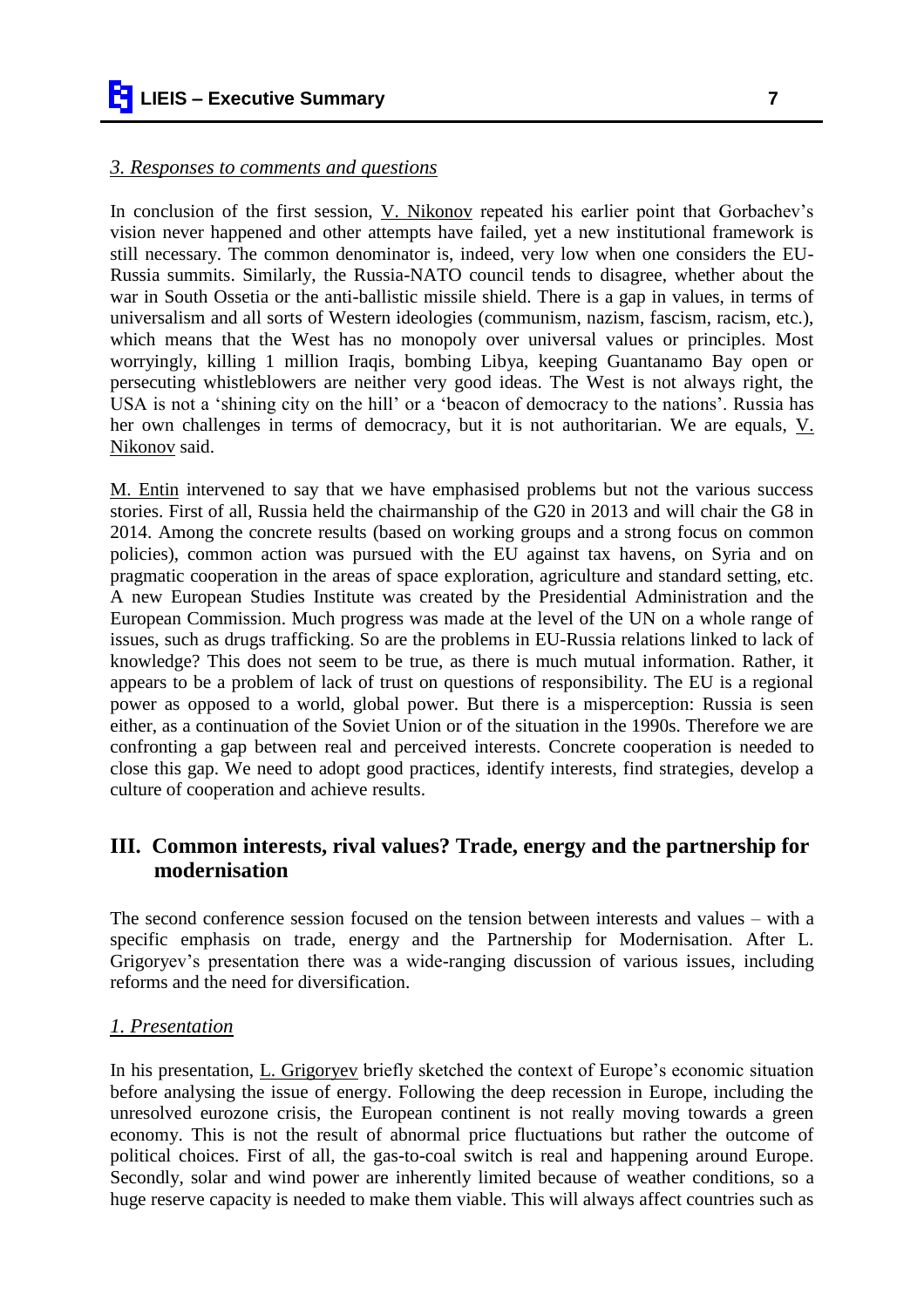### *3. Responses to comments and questions*

In conclusion of the first session, V. Nikonov repeated his earlier point that Gorbachev's vision never happened and other attempts have failed, yet a new institutional framework is still necessary. The common denominator is, indeed, very low when one considers the EU-Russia summits. Similarly, the Russia-NATO council tends to disagree, whether about the war in South Ossetia or the anti-ballistic missile shield. There is a gap in values, in terms of universalism and all sorts of Western ideologies (communism, nazism, fascism, racism, etc.), which means that the West has no monopoly over universal values or principles. Most worryingly, killing 1 million Iraqis, bombing Libya, keeping Guantanamo Bay open or persecuting whistleblowers are neither very good ideas. The West is not always right, the USA is not a 'shining city on the hill' or a 'beacon of democracy to the nations'. Russia has her own challenges in terms of democracy, but it is not authoritarian. We are equals, V. Nikonov said.

M. Entin intervened to say that we have emphasised problems but not the various success stories. First of all, Russia held the chairmanship of the G20 in 2013 and will chair the G8 in 2014. Among the concrete results (based on working groups and a strong focus on common policies), common action was pursued with the EU against tax havens, on Syria and on pragmatic cooperation in the areas of space exploration, agriculture and standard setting, etc. A new European Studies Institute was created by the Presidential Administration and the European Commission. Much progress was made at the level of the UN on a whole range of issues, such as drugs trafficking. So are the problems in EU-Russia relations linked to lack of knowledge? This does not seem to be true, as there is much mutual information. Rather, it appears to be a problem of lack of trust on questions of responsibility. The EU is a regional power as opposed to a world, global power. But there is a misperception: Russia is seen either, as a continuation of the Soviet Union or of the situation in the 1990s. Therefore we are confronting a gap between real and perceived interests. Concrete cooperation is needed to close this gap. We need to adopt good practices, identify interests, find strategies, develop a culture of cooperation and achieve results.

## III. Common interests, rival values? Trade, energy and the partnership for modernisation

The second conference session focused on the tension between interests and values – with a specific emphasis on trade, energy and the Partnership for Modernisation. After L. Grigoryev's presentation there was a wide-ranging discussion of various issues, including reforms and the need for diversification.

### *1. Presentation*

In his presentation, L. Grigoryev briefly sketched the context of Europe's economic situation before analysing the issue of energy. Following the deep recession in Europe, including the unresolved eurozone crisis, the European continent is not really moving towards a green economy. This is not the result of abnormal price fluctuations but rather the outcome of political choices. First of all, the gas-to-coal switch is real and happening around Europe. Secondly, solar and wind power are inherently limited because of weather conditions, so a huge reserve capacity is needed to make them viable. This will always affect countries such as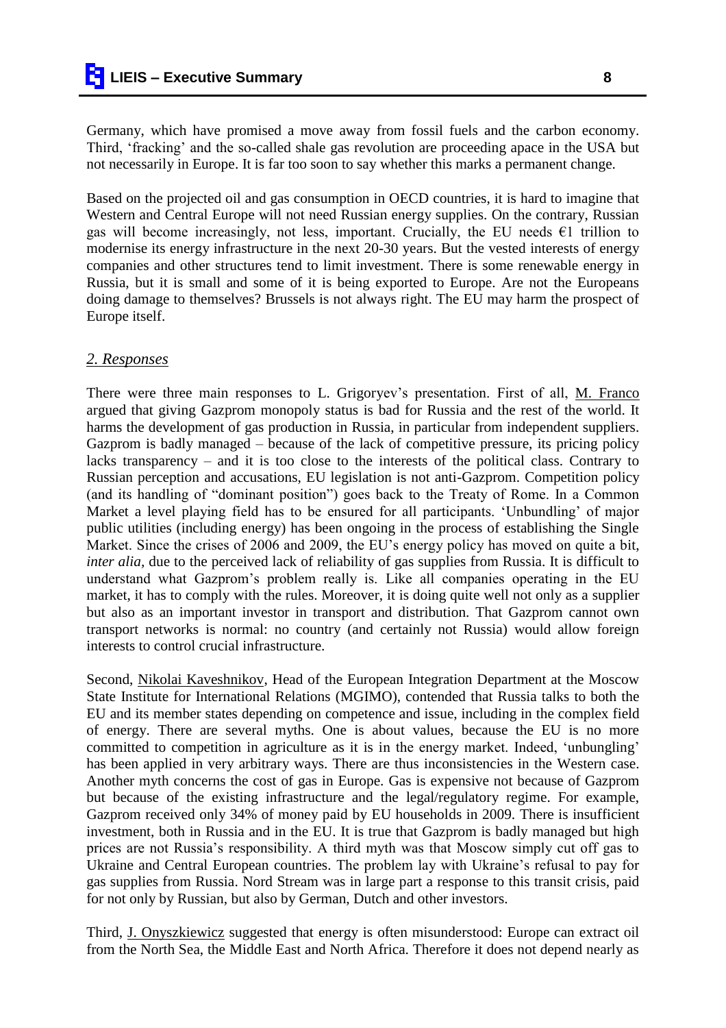Germany, which have promised a move away from fossil fuels and the carbon economy. Third, 'fracking' and the so-called shale gas revolution are proceeding apace in the USA but not necessarily in Europe. It is far too soon to say whether this marks a permanent change.

Based on the projected oil and gas consumption in OECD countries, it is hard to imagine that Western and Central Europe will not need Russian energy supplies. On the contrary, Russian gas will become increasingly, not less, important. Crucially, the EU needs €1 trillion to modernise its energy infrastructure in the next 20-30 years. But the vested interests of energy companies and other structures tend to limit investment. There is some renewable energy in Russia, but it is small and some of it is being exported to Europe. Are not the Europeans doing damage to themselves? Brussels is not always right. The EU may harm the prospect of Europe itself.

## *2. Responses*

There were three main responses to L. Grigoryev's presentation. First of all, M. Franco argued that giving Gazprom monopoly status is bad for Russia and the rest of the world. It harms the development of gas production in Russia, in particular from independent suppliers. Gazprom is badly managed – because of the lack of competitive pressure, its pricing policy lacks transparency – and it is too close to the interests of the political class. Contrary to Russian perception and accusations, EU legislation is not anti-Gazprom. Competition policy (and its handling of "dominant position") goes back to the Treaty of Rome. In a Common Market a level playing field has to be ensured for all participants. 'Unbundling' of major public utilities (including energy) has been ongoing in the process of establishing the Single Market. Since the crises of 2006 and 2009, the EU's energy policy has moved on quite a bit, *inter alia*, due to the perceived lack of reliability of gas supplies from Russia. It is difficult to understand what Gazprom's problem really is. Like all companies operating in the EU market, it has to comply with the rules. Moreover, it is doing quite well not only as a supplier but also as an important investor in transport and distribution. That Gazprom cannot own transport networks is normal: no country (and certainly not Russia) would allow foreign interests to control crucial infrastructure.

Second, Nikolai Kaveshnikov, Head of the European Integration Department at the Moscow State Institute for International Relations (MGIMO), contended that Russia talks to both the EU and its member states depending on competence and issue, including in the complex field of energy. There are several myths. One is about values, because the EU is no more committed to competition in agriculture as it is in the energy market. Indeed, 'unbungling' has been applied in very arbitrary ways. There are thus inconsistencies in the Western case. Another myth concerns the cost of gas in Europe. Gas is expensive not because of Gazprom but because of the existing infrastructure and the legal/regulatory regime. For example, Gazprom received only 34% of money paid by EU households in 2009. There is insufficient investment, both in Russia and in the EU. It is true that Gazprom is badly managed but high prices are not Russia's responsibility. A third myth was that Moscow simply cut off gas to Ukraine and Central European countries. The problem lay with Ukraine's refusal to pay for gas supplies from Russia. Nord Stream was in large part a response to this transit crisis, paid for not only by Russian, but also by German, Dutch and other investors.

Third, J. Onyszkiewicz suggested that energy is often misunderstood: Europe can extract oil from the North Sea, the Middle East and North Africa. Therefore it does not depend nearly as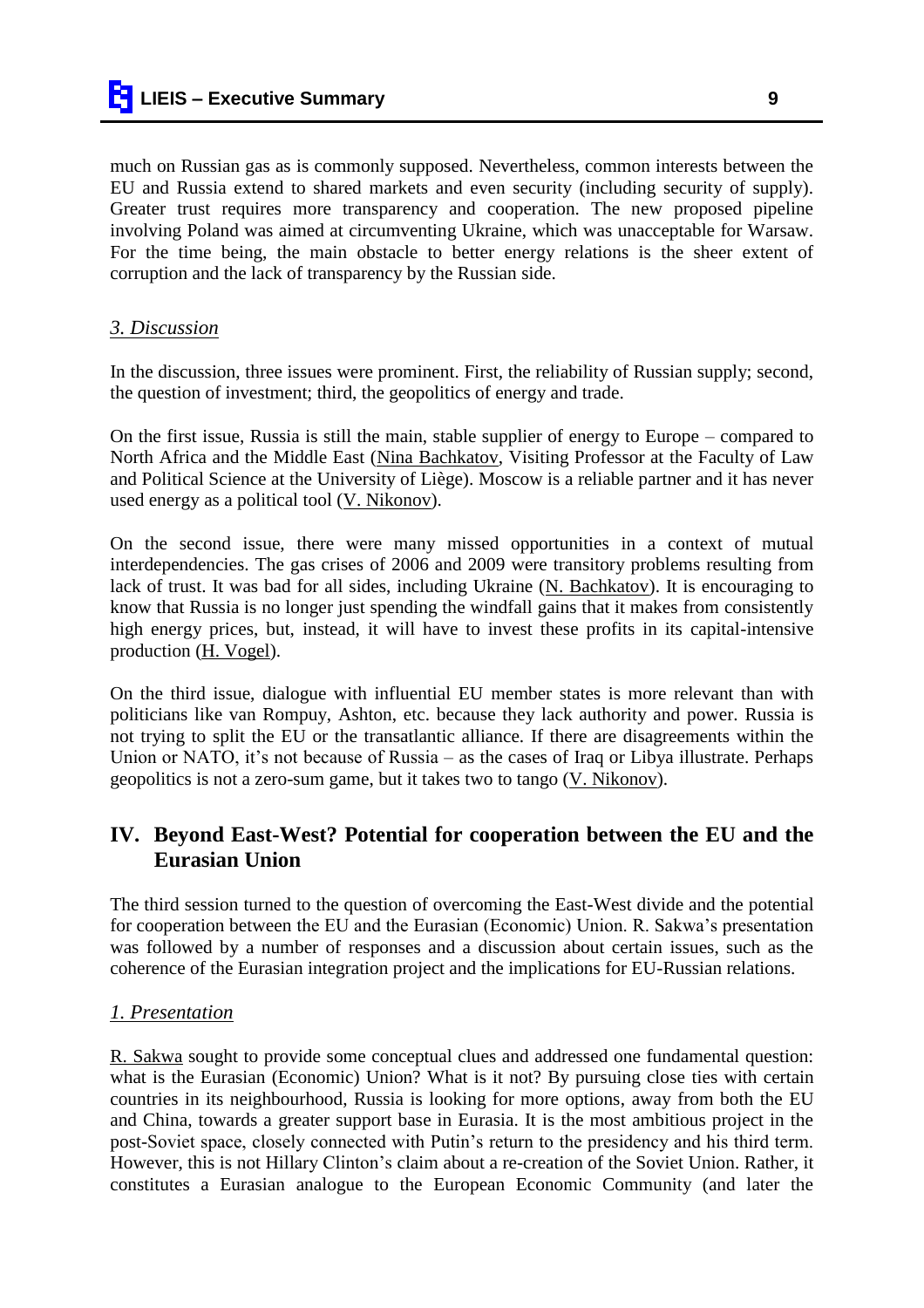much on Russian gas as is commonly supposed. Nevertheless, common interests between the EU and Russia extend to shared markets and even security (including security of supply). Greater trust requires more transparency and cooperation. The new proposed pipeline involving Poland was aimed at circumventing Ukraine, which was unacceptable for Warsaw. For the time being, the main obstacle to better energy relations is the sheer extent of corruption and the lack of transparency by the Russian side.

### *3. Discussion*

In the discussion, three issues were prominent. First, the reliability of Russian supply; second, the question of investment; third, the geopolitics of energy and trade.

On the first issue, Russia is still the main, stable supplier of energy to Europe – compared to North Africa and the Middle East (Nina Bachkatov, Visiting Professor at the Faculty of Law and Political Science at the University of Liège). Moscow is a reliable partner and it has never used energy as a political tool (V. Nikonov).

On the second issue, there were many missed opportunities in a context of mutual interdependencies. The gas crises of 2006 and 2009 were transitory problems resulting from lack of trust. It was bad for all sides, including Ukraine (N. Bachkatov). It is encouraging to know that Russia is no longer just spending the windfall gains that it makes from consistently high energy prices, but, instead, it will have to invest these profits in its capital-intensive production (H. Vogel).

On the third issue, dialogue with influential EU member states is more relevant than with politicians like van Rompuy, Ashton, etc. because they lack authority and power. Russia is not trying to split the EU or the transatlantic alliance. If there are disagreements within the Union or NATO, it's not because of Russia – as the cases of Iraq or Libya illustrate. Perhaps geopolitics is not a zero-sum game, but it takes two to tango (V. Nikonov).

## IV. Beyond East-West? Potential for cooperation between the EU and the Eurasian Union

The third session turned to the question of overcoming the East-West divide and the potential for cooperation between the EU and the Eurasian (Economic) Union. R. Sakwa's presentation was followed by a number of responses and a discussion about certain issues, such as the coherence of the Eurasian integration project and the implications for EU-Russian relations.

### *1. Presentation*

R. Sakwa sought to provide some conceptual clues and addressed one fundamental question: what is the Eurasian (Economic) Union? What is it not? By pursuing close ties with certain countries in its neighbourhood, Russia is looking for more options, away from both the EU and China, towards a greater support base in Eurasia. It is the most ambitious project in the post-Soviet space, closely connected with Putin's return to the presidency and his third term. However, this is not Hillary Clinton's claim about a re-creation of the Soviet Union. Rather, it constitutes a Eurasian analogue to the European Economic Community (and later the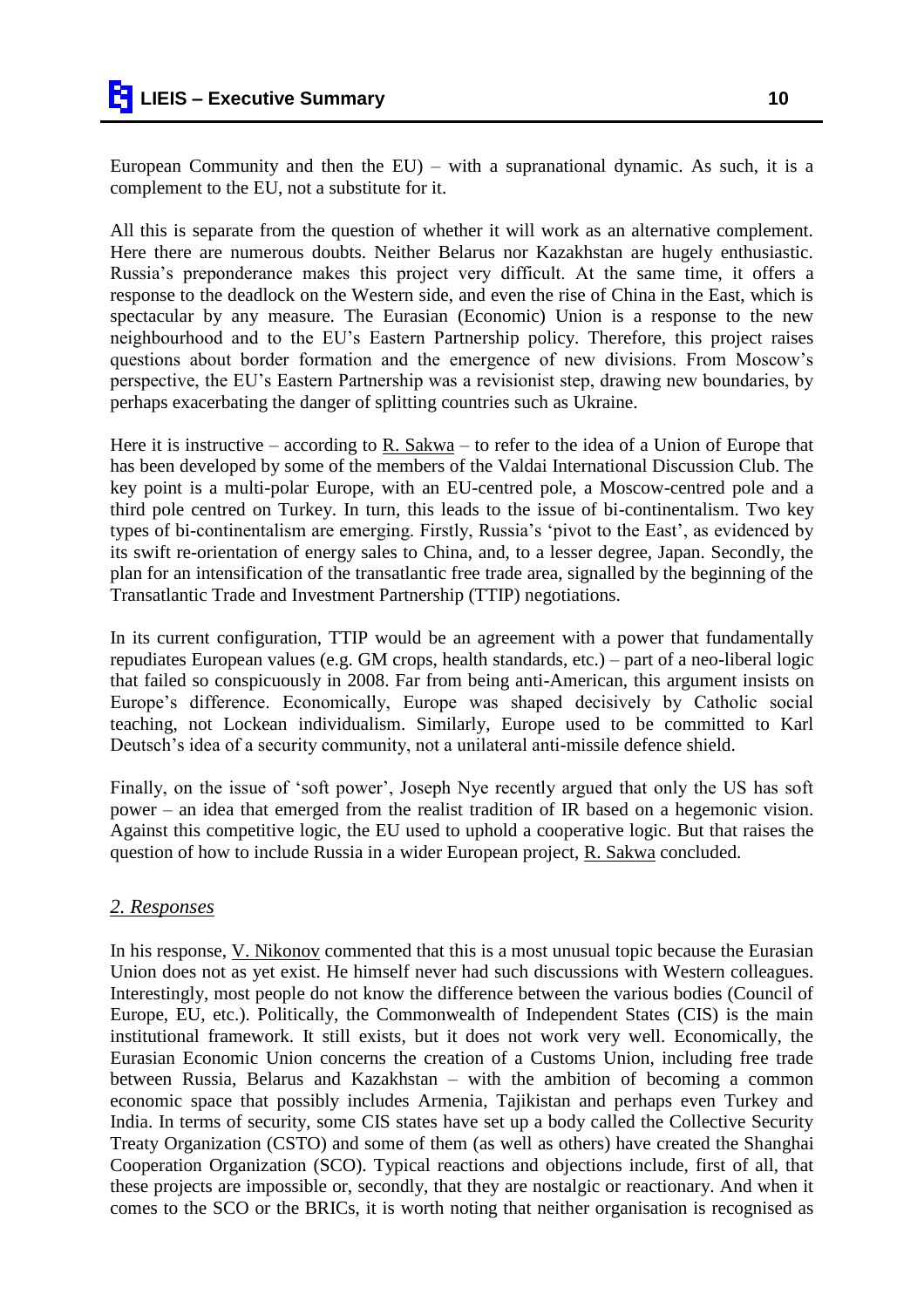European Community and then the EU) – with a supranational dynamic. As such, it is a complement to the EU, not a substitute for it.

All this is separate from the question of whether it will work as an alternative complement. Here there are numerous doubts. Neither Belarus nor Kazakhstan are hugely enthusiastic. Russia's preponderance makes this project very difficult. At the same time, it offers a response to the deadlock on the Western side, and even the rise of China in the East, which is spectacular by any measure. The Eurasian (Economic) Union is a response to the new neighbourhood and to the EU's Eastern Partnership policy. Therefore, this project raises questions about border formation and the emergence of new divisions. From Moscow's perspective, the EU's Eastern Partnership was a revisionist step, drawing new boundaries, by perhaps exacerbating the danger of splitting countries such as Ukraine.

Here it is instructive – according to R. Sakwa – to refer to the idea of a Union of Europe that has been developed by some of the members of the Valdai International Discussion Club. The key point is a multi-polar Europe, with an EU-centred pole, a Moscow-centred pole and a third pole centred on Turkey. In turn, this leads to the issue of bi-continentalism. Two key types of bi-continentalism are emerging. Firstly, Russia's 'pivot to the East', as evidenced by its swift re-orientation of energy sales to China, and, to a lesser degree, Japan. Secondly, the plan for an intensification of the transatlantic free trade area, signalled by the beginning of the Transatlantic Trade and Investment Partnership (TTIP) negotiations.

In its current configuration, TTIP would be an agreement with a power that fundamentally repudiates European values (e.g. GM crops, health standards, etc.) – part of a neo-liberal logic that failed so conspicuously in 2008. Far from being anti-American, this argument insists on Europe's difference. Economically, Europe was shaped decisively by Catholic social teaching, not Lockean individualism. Similarly, Europe used to be committed to Karl Deutsch's idea of a security community, not a unilateral anti-missile defence shield.

Finally, on the issue of 'soft power', Joseph Nye recently argued that only the US has soft power – an idea that emerged from the realist tradition of IR based on a hegemonic vision. Against this competitive logic, the EU used to uphold a cooperative logic. But that raises the question of how to include Russia in a wider European project, R. Sakwa concluded.

## *2. Responses*

In his response, V. Nikonov commented that this is a most unusual topic because the Eurasian Union does not as yet exist. He himself never had such discussions with Western colleagues. Interestingly, most people do not know the difference between the various bodies (Council of Europe, EU, etc.). Politically, the Commonwealth of Independent States (CIS) is the main institutional framework. It still exists, but it does not work very well. Economically, the Eurasian Economic Union concerns the creation of a Customs Union, including free trade between Russia, Belarus and Kazakhstan – with the ambition of becoming a common economic space that possibly includes Armenia, Tajikistan and perhaps even Turkey and India. In terms of security, some CIS states have set up a body called the Collective Security Treaty Organization (CSTO) and some of them (as well as others) have created the Shanghai Cooperation Organization (SCO). Typical reactions and objections include, first of all, that these projects are impossible or, secondly, that they are nostalgic or reactionary. And when it comes to the SCO or the BRICs, it is worth noting that neither organisation is recognised as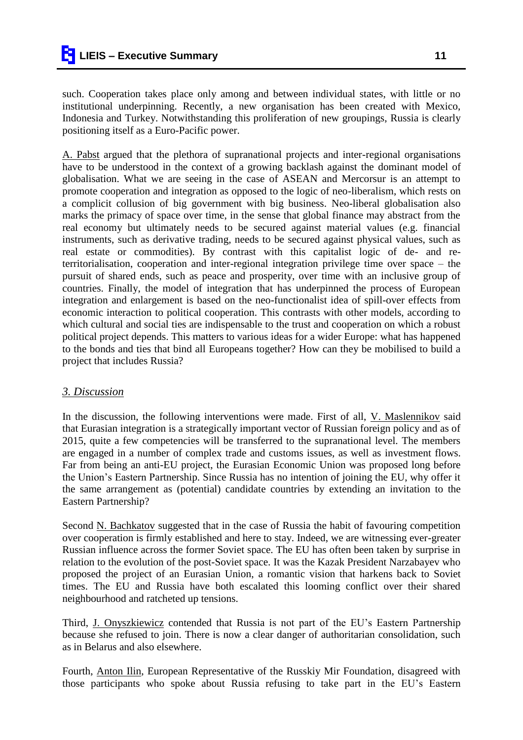such. Cooperation takes place only among and between individual states, with little or no institutional underpinning. Recently, a new organisation has been created with Mexico, Indonesia and Turkey. Notwithstanding this proliferation of new groupings, Russia is clearly positioning itself as a Euro-Pacific power.

A. Pabst argued that the plethora of supranational projects and inter-regional organisations have to be understood in the context of a growing backlash against the dominant model of globalisation. What we are seeing in the case of ASEAN and Mercorsur is an attempt to promote cooperation and integration as opposed to the logic of neo-liberalism, which rests on a complicit collusion of big government with big business. Neo-liberal globalisation also marks the primacy of space over time, in the sense that global finance may abstract from the real economy but ultimately needs to be secured against material values (e.g. financial instruments, such as derivative trading, needs to be secured against physical values, such as real estate or commodities). By contrast with this capitalist logic of de- and re-territorialisation, cooperation and inter-regional integration privilege time over space – the pursuit of shared ends, such as peace and prosperity, over time with an inclusive group of countries. Finally, the model of integration that has underpinned the process of European integration and enlargement is based on the neo-functionalist idea of spill-over effects from economic interaction to political cooperation. This contrasts with other models, according to which cultural and social ties are indispensable to the trust and cooperation on which a robust political project depends. This matters to various ideas for a wider Europe: what has happened to the bonds and ties that bind all Europeans together? How can they be mobilised to build a project that includes Russia?

### *3. Discussion*

In the discussion, the following interventions were made. First of all, V. Maslennikov said that Eurasian integration is a strategically important vector of Russian foreign policy and as of 2015, quite a few competencies will be transferred to the supranational level. The members are engaged in a number of complex trade and customs issues, as well as investment flows. Far from being an anti-EU project, the Eurasian Economic Union was proposed long before the Union's Eastern Partnership. Since Russia has no intention of joining the EU, why offer it the same arrangement as (potential) candidate countries by extending an invitation to the Eastern Partnership?

Second N. Bachkatov suggested that in the case of Russia the habit of favouring competition over cooperation is firmly established and here to stay. Indeed, we are witnessing ever-greater Russian influence across the former Soviet space. The EU has often been taken by surprise in relation to the evolution of the post-Soviet space. It was the Kazak President Narzabayev who proposed the project of an Eurasian Union, a romantic vision that harkens back to Soviet times. The EU and Russia have both escalated this looming conflict over their shared neighbourhood and ratcheted up tensions.

Third, J. Onyszkiewicz contended that Russia is not part of the EU's Eastern Partnership because she refused to join. There is now a clear danger of authoritarian consolidation, such as in Belarus and also elsewhere.

Fourth, Anton Ilin, European Representative of the Russkiy Mir Foundation, disagreed with those participants who spoke about Russia refusing to take part in the EU's Eastern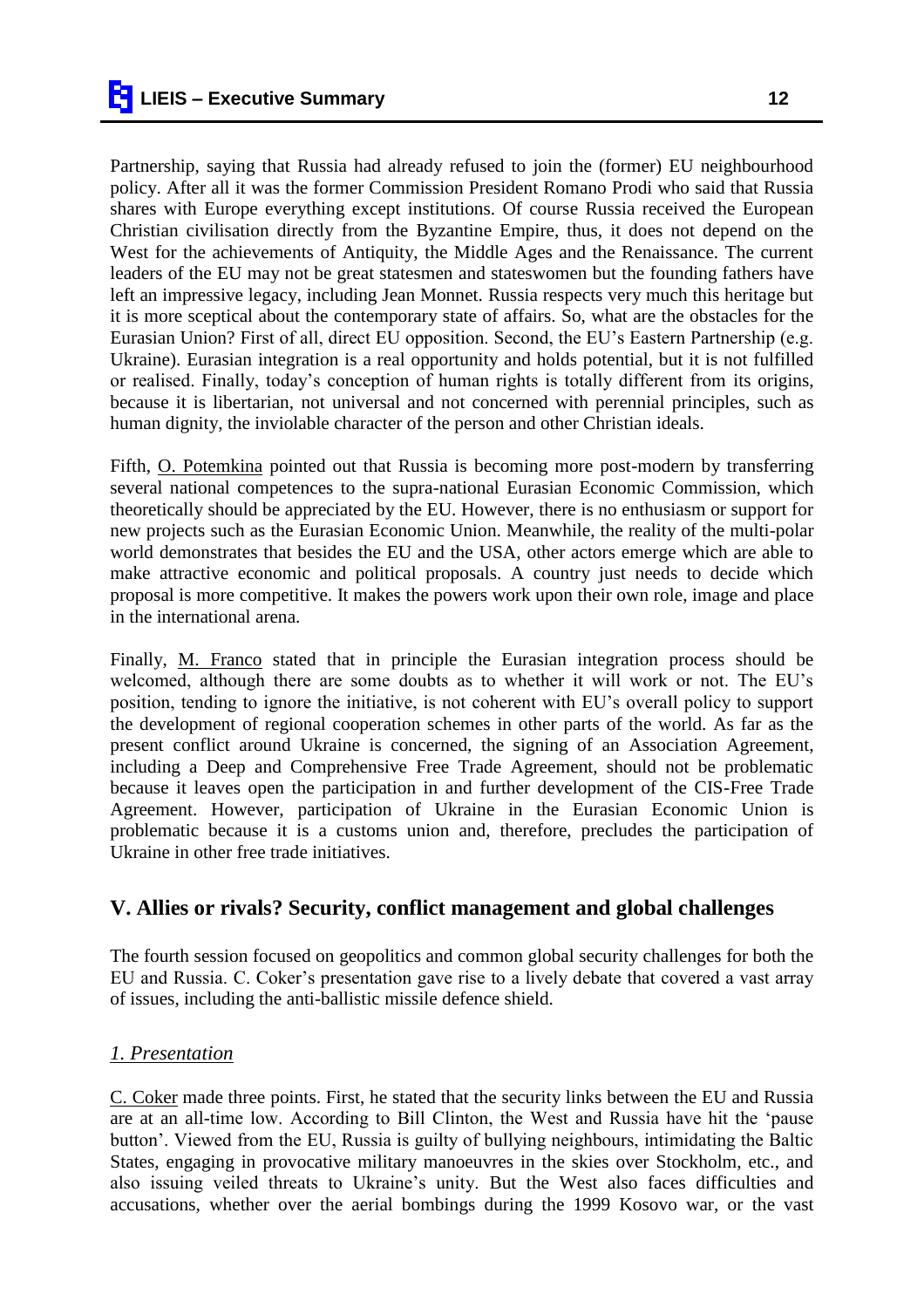Partnership, saying that Russia had already refused to join the (former) EU neighbourhood policy. After all it was the former Commission President Romano Prodi who said that Russia shares with Europe everything except institutions. Of course Russia received the European Christian civilisation directly from the Byzantine Empire, thus, it does not depend on the West for the achievements of Antiquity, the Middle Ages and the Renaissance. The current leaders of the EU may not be great statesmen and stateswomen but the founding fathers have left an impressive legacy, including Jean Monnet. Russia respects very much this heritage but it is more sceptical about the contemporary state of affairs. So, what are the obstacles for the Eurasian Union? First of all, direct EU opposition. Second, the EU's Eastern Partnership (e.g. Ukraine). Eurasian integration is a real opportunity and holds potential, but it is not fulfilled or realised. Finally, today's conception of human rights is totally different from its origins, because it is libertarian, not universal and not concerned with perennial principles, such as human dignity, the inviolable character of the person and other Christian ideals.

Fifth, O. Potemkina pointed out that Russia is becoming more post-modern by transferring several national competences to the supra-national Eurasian Economic Commission, which theoretically should be appreciated by the EU. However, there is no enthusiasm or support for new projects such as the Eurasian Economic Union. Meanwhile, the reality of the multi-polar world demonstrates that besides the EU and the USA, other actors emerge which are able to make attractive economic and political proposals. A country just needs to decide which proposal is more competitive. It makes the powers work upon their own role, image and place in the international arena.

Finally, M. Franco stated that in principle the Eurasian integration process should be welcomed, although there are some doubts as to whether it will work or not. The EU's position, tending to ignore the initiative, is not coherent with EU's overall policy to support the development of regional cooperation schemes in other parts of the world. As far as the present conflict around Ukraine is concerned, the signing of an Association Agreement, including a Deep and Comprehensive Free Trade Agreement, should not be problematic because it leaves open the participation in and further development of the CIS-Free Trade Agreement. However, participation of Ukraine in the Eurasian Economic Union is problematic because it is a customs union and, therefore, precludes the participation of Ukraine in other free trade initiatives.

## V. Allies or rivals? Security, conflict management and global challenges

The fourth session focused on geopolitics and common global security challenges for both the EU and Russia. C. Coker's presentation gave rise to a lively debate that covered a vast array of issues, including the anti-ballistic missile defence shield.

### *1. Presentation*

C. Coker made three points. First, he stated that the security links between the EU and Russia are at an all-time low. According to Bill Clinton, the West and Russia have hit the 'pause button'. Viewed from the EU, Russia is guilty of bullying neighbours, intimidating the Baltic States, engaging in provocative military manoeuvres in the skies over Stockholm, etc., and also issuing veiled threats to Ukraine's unity. But the West also faces difficulties and accusations, whether over the aerial bombings during the 1999 Kosovo war, or the vast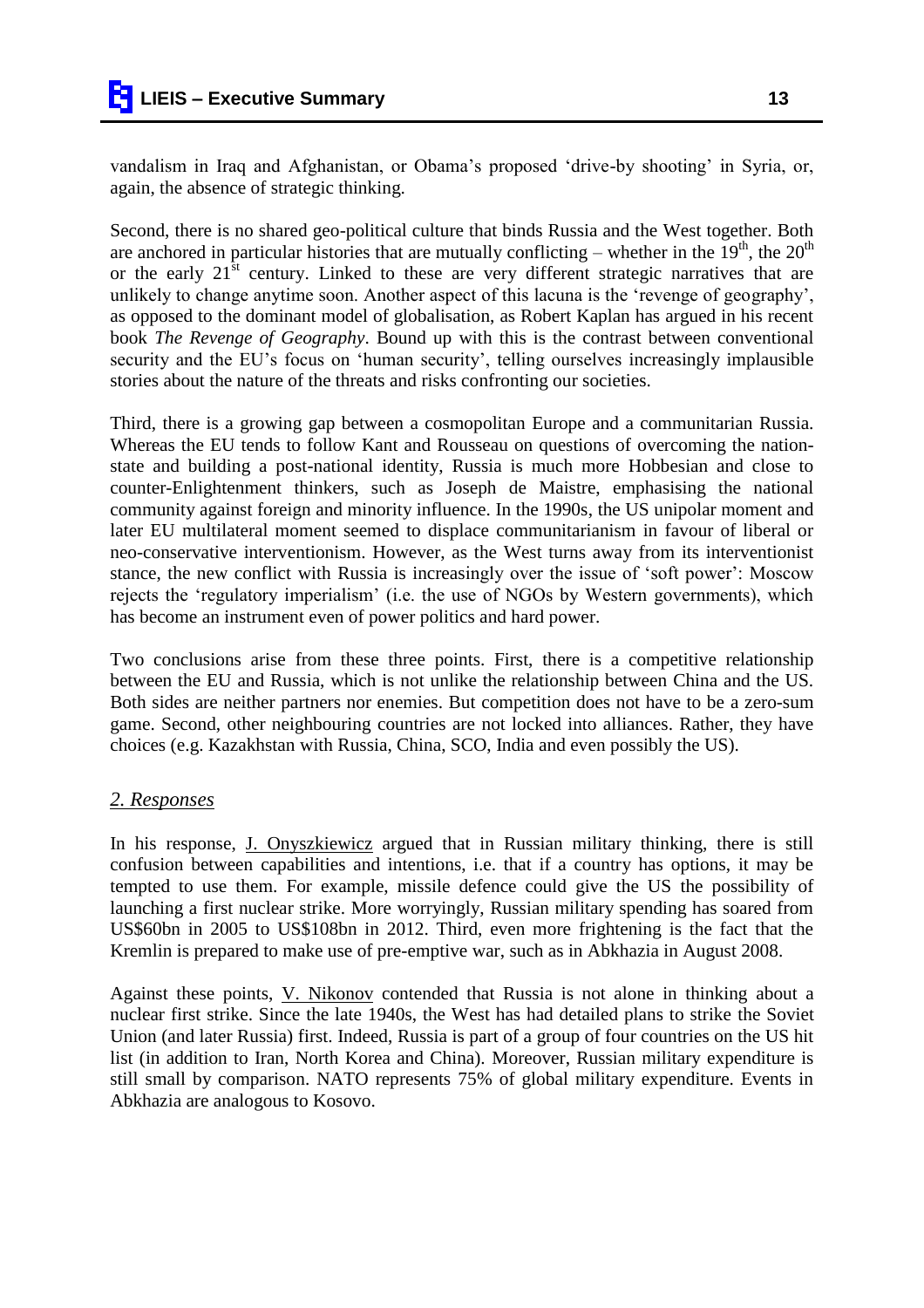vandalism in Iraq and Afghanistan, or Obama's proposed 'drive-by shooting' in Syria, or, again, the absence of strategic thinking.

Second, there is no shared geo-political culture that binds Russia and the West together. Both are anchored in particular histories that are mutually conflicting – whether in the 19th, the 20th or the early 21st century. Linked to these are very different strategic narratives that are unlikely to change anytime soon. Another aspect of this lacuna is the 'revenge of geography', as opposed to the dominant model of globalisation, as Robert Kaplan has argued in his recent book *The Revenge of Geography*. Bound up with this is the contrast between conventional security and the EU's focus on 'human security', telling ourselves increasingly implausible stories about the nature of the threats and risks confronting our societies.

Third, there is a growing gap between a cosmopolitan Europe and a communitarian Russia. Whereas the EU tends to follow Kant and Rousseau on questions of overcoming the nation-state and building a post-national identity, Russia is much more Hobbesian and close to counter-Enlightenment thinkers, such as Joseph de Maistre, emphasising the national community against foreign and minority influence. In the 1990s, the US unipolar moment and later EU multilateral moment seemed to displace communitarianism in favour of liberal or neo-conservative interventionism. However, as the West turns away from its interventionist stance, the new conflict with Russia is increasingly over the issue of 'soft power': Moscow rejects the 'regulatory imperialism' (i.e. the use of NGOs by Western governments), which has become an instrument even of power politics and hard power.

Two conclusions arise from these three points. First, there is a competitive relationship between the EU and Russia, which is not unlike the relationship between China and the US. Both sides are neither partners nor enemies. But competition does not have to be a zero-sum game. Second, other neighbouring countries are not locked into alliances. Rather, they have choices (e.g. Kazakhstan with Russia, China, SCO, India and even possibly the US).

## *2. Responses*

In his response, J. Onyszkiewicz argued that in Russian military thinking, there is still confusion between capabilities and intentions, i.e. that if a country has options, it may be tempted to use them. For example, missile defence could give the US the possibility of launching a first nuclear strike. More worryingly, Russian military spending has soared from US$60bn in 2005 to US$108bn in 2012. Third, even more frightening is the fact that the Kremlin is prepared to make use of pre-emptive war, such as in Abkhazia in August 2008.

Against these points, V. Nikonov contended that Russia is not alone in thinking about a nuclear first strike. Since the late 1940s, the West has had detailed plans to strike the Soviet Union (and later Russia) first. Indeed, Russia is part of a group of four countries on the US hit list (in addition to Iran, North Korea and China). Moreover, Russian military expenditure is still small by comparison. NATO represents 75% of global military expenditure. Events in Abkhazia are analogous to Kosovo.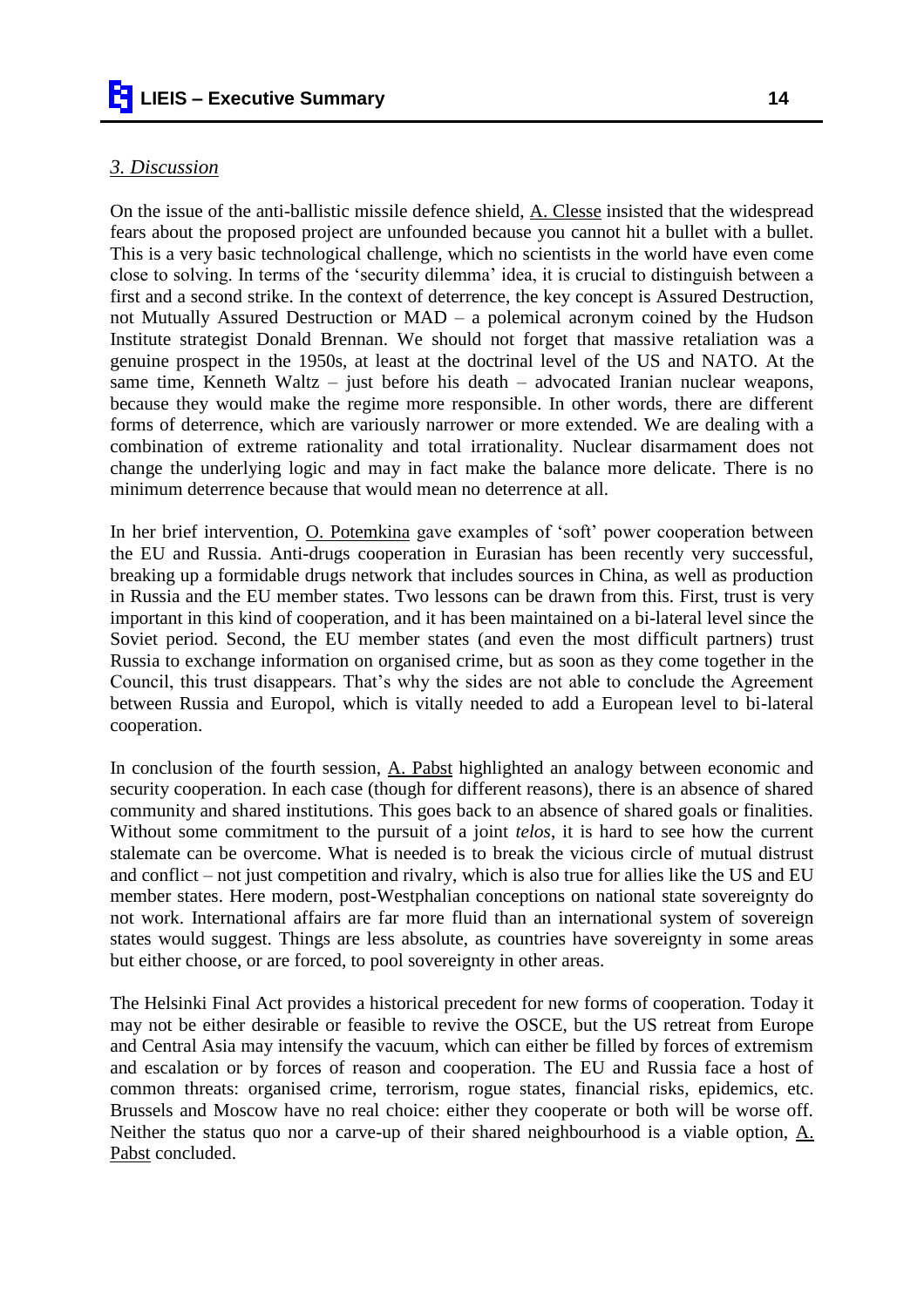### *3. Discussion*

On the issue of the anti-ballistic missile defence shield, A. Clesse insisted that the widespread fears about the proposed project are unfounded because you cannot hit a bullet with a bullet. This is a very basic technological challenge, which no scientists in the world have even come close to solving. In terms of the 'security dilemma' idea, it is crucial to distinguish between a first and a second strike. In the context of deterrence, the key concept is Assured Destruction, not Mutually Assured Destruction or MAD – a polemical acronym coined by the Hudson Institute strategist Donald Brennan. We should not forget that massive retaliation was a genuine prospect in the 1950s, at least at the doctrinal level of the US and NATO. At the same time, Kenneth Waltz – just before his death – advocated Iranian nuclear weapons, because they would make the regime more responsible. In other words, there are different forms of deterrence, which are variously narrower or more extended. We are dealing with a combination of extreme rationality and total irrationality. Nuclear disarmament does not change the underlying logic and may in fact make the balance more delicate. There is no minimum deterrence because that would mean no deterrence at all.

In her brief intervention, O. Potemkina gave examples of 'soft' power cooperation between the EU and Russia. Anti-drugs cooperation in Eurasian has been recently very successful, breaking up a formidable drugs network that includes sources in China, as well as production in Russia and the EU member states. Two lessons can be drawn from this. First, trust is very important in this kind of cooperation, and it has been maintained on a bi-lateral level since the Soviet period. Second, the EU member states (and even the most difficult partners) trust Russia to exchange information on organised crime, but as soon as they come together in the Council, this trust disappears. That's why the sides are not able to conclude the Agreement between Russia and Europol, which is vitally needed to add a European level to bi-lateral cooperation.

In conclusion of the fourth session, A. Pabst highlighted an analogy between economic and security cooperation. In each case (though for different reasons), there is an absence of shared community and shared institutions. This goes back to an absence of shared goals or finalities. Without some commitment to the pursuit of a joint *telos*, it is hard to see how the current stalemate can be overcome. What is needed is to break the vicious circle of mutual distrust and conflict – not just competition and rivalry, which is also true for allies like the US and EU member states. Here modern, post-Westphalian conceptions on national state sovereignty do not work. International affairs are far more fluid than an international system of sovereign states would suggest. Things are less absolute, as countries have sovereignty in some areas but either choose, or are forced, to pool sovereignty in other areas.

The Helsinki Final Act provides a historical precedent for new forms of cooperation. Today it may not be either desirable or feasible to revive the OSCE, but the US retreat from Europe and Central Asia may intensify the vacuum, which can either be filled by forces of extremism and escalation or by forces of reason and cooperation. The EU and Russia face a host of common threats: organised crime, terrorism, rogue states, financial risks, epidemics, etc. Brussels and Moscow have no real choice: either they cooperate or both will be worse off. Neither the status quo nor a carve-up of their shared neighbourhood is a viable option, A. Pabst concluded.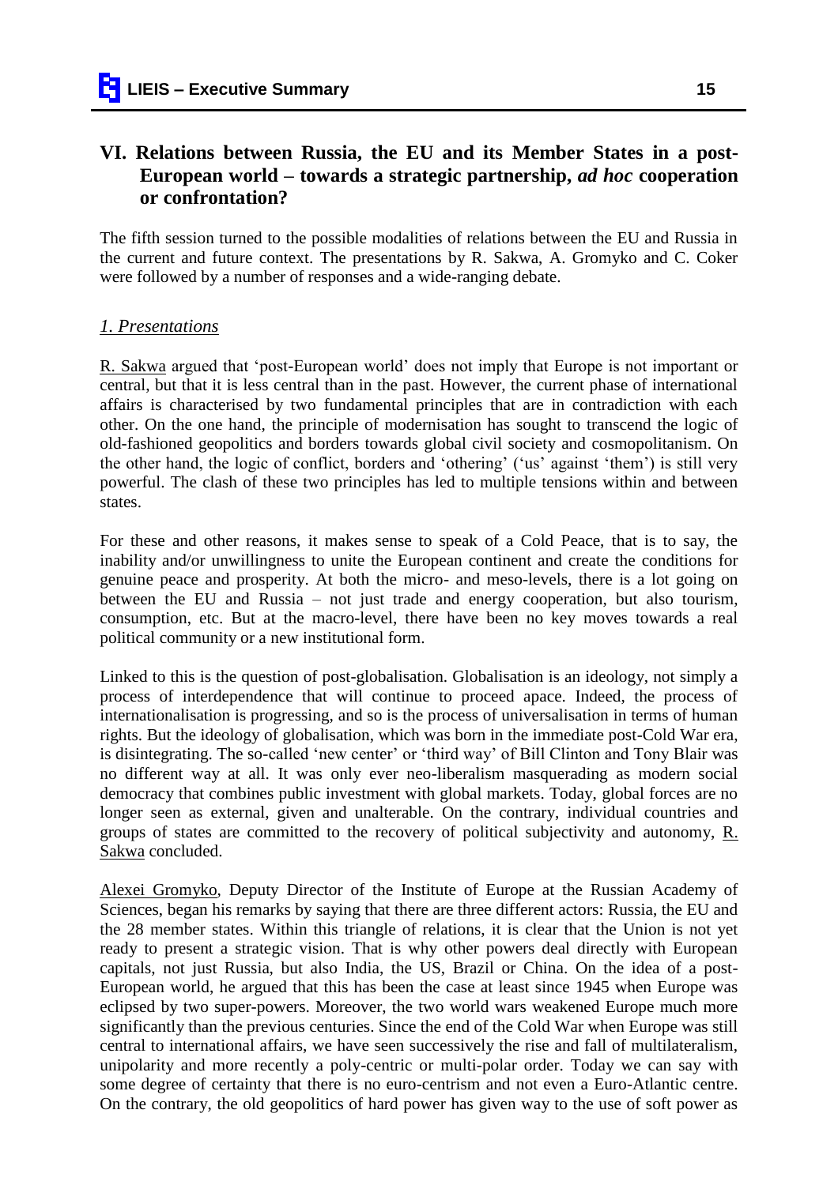## VI. Relations between Russia, the EU and its Member States in a post-European world – towards a strategic partnership, *ad hoc* cooperation or confrontation?

The fifth session turned to the possible modalities of relations between the EU and Russia in the current and future context. The presentations by R. Sakwa, A. Gromyko and C. Coker were followed by a number of responses and a wide-ranging debate.

### *1. Presentations*

R. Sakwa argued that 'post-European world' does not imply that Europe is not important or central, but that it is less central than in the past. However, the current phase of international affairs is characterised by two fundamental principles that are in contradiction with each other. On the one hand, the principle of modernisation has sought to transcend the logic of old-fashioned geopolitics and borders towards global civil society and cosmopolitanism. On the other hand, the logic of conflict, borders and 'othering' ('us' against 'them') is still very powerful. The clash of these two principles has led to multiple tensions within and between states.

For these and other reasons, it makes sense to speak of a Cold Peace, that is to say, the inability and/or unwillingness to unite the European continent and create the conditions for genuine peace and prosperity. At both the micro- and meso-levels, there is a lot going on between the EU and Russia – not just trade and energy cooperation, but also tourism, consumption, etc. But at the macro-level, there have been no key moves towards a real political community or a new institutional form.

Linked to this is the question of post-globalisation. Globalisation is an ideology, not simply a process of interdependence that will continue to proceed apace. Indeed, the process of internationalisation is progressing, and so is the process of universalisation in terms of human rights. But the ideology of globalisation, which was born in the immediate post-Cold War era, is disintegrating. The so-called 'new center' or 'third way' of Bill Clinton and Tony Blair was no different way at all. It was only ever neo-liberalism masquerading as modern social democracy that combines public investment with global markets. Today, global forces are no longer seen as external, given and unalterable. On the contrary, individual countries and groups of states are committed to the recovery of political subjectivity and autonomy, R. Sakwa concluded.

Alexei Gromyko, Deputy Director of the Institute of Europe at the Russian Academy of Sciences, began his remarks by saying that there are three different actors: Russia, the EU and the 28 member states. Within this triangle of relations, it is clear that the Union is not yet ready to present a strategic vision. That is why other powers deal directly with European capitals, not just Russia, but also India, the US, Brazil or China. On the idea of a post-European world, he argued that this has been the case at least since 1945 when Europe was eclipsed by two super-powers. Moreover, the two world wars weakened Europe much more significantly than the previous centuries. Since the end of the Cold War when Europe was still central to international affairs, we have seen successively the rise and fall of multilateralism, unipolarity and more recently a poly-centric or multi-polar order. Today we can say with some degree of certainty that there is no euro-centrism and not even a Euro-Atlantic centre. On the contrary, the old geopolitics of hard power has given way to the use of soft power as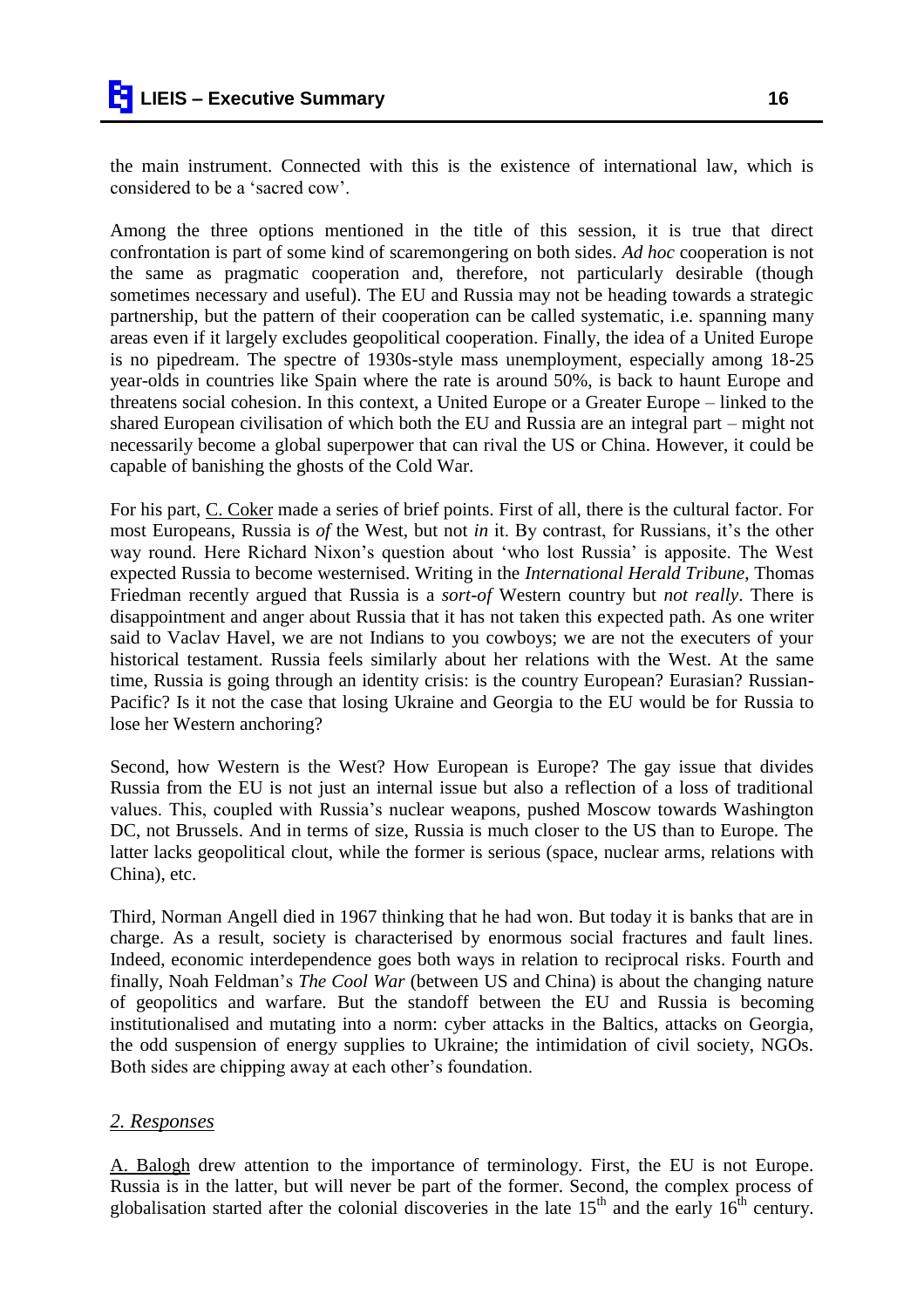the main instrument. Connected with this is the existence of international law, which is considered to be a 'sacred cow'.

Among the three options mentioned in the title of this session, it is true that direct confrontation is part of some kind of scaremongering on both sides. *Ad hoc* cooperation is not the same as pragmatic cooperation and, therefore, not particularly desirable (though sometimes necessary and useful). The EU and Russia may not be heading towards a strategic partnership, but the pattern of their cooperation can be called systematic, i.e. spanning many areas even if it largely excludes geopolitical cooperation. Finally, the idea of a United Europe is no pipedream. The spectre of 1930s-style mass unemployment, especially among 18-25 year-olds in countries like Spain where the rate is around 50%, is back to haunt Europe and threatens social cohesion. In this context, a United Europe or a Greater Europe – linked to the shared European civilisation of which both the EU and Russia are an integral part – might not necessarily become a global superpower that can rival the US or China. However, it could be capable of banishing the ghosts of the Cold War.

For his part, C. Coker made a series of brief points. First of all, there is the cultural factor. For most Europeans, Russia is *of* the West, but not *in* it. By contrast, for Russians, it's the other way round. Here Richard Nixon's question about 'who lost Russia' is apposite. The West expected Russia to become westernised. Writing in the *International Herald Tribune*, Thomas Friedman recently argued that Russia is a *sort-of* Western country but *not really*. There is disappointment and anger about Russia that it has not taken this expected path. As one writer said to Vaclav Havel, we are not Indians to you cowboys; we are not the executers of your historical testament. Russia feels similarly about her relations with the West. At the same time, Russia is going through an identity crisis: is the country European? Eurasian? Russian-Pacific? Is it not the case that losing Ukraine and Georgia to the EU would be for Russia to lose her Western anchoring?

Second, how Western is the West? How European is Europe? The gay issue that divides Russia from the EU is not just an internal issue but also a reflection of a loss of traditional values. This, coupled with Russia's nuclear weapons, pushed Moscow towards Washington DC, not Brussels. And in terms of size, Russia is much closer to the US than to Europe. The latter lacks geopolitical clout, while the former is serious (space, nuclear arms, relations with China), etc.

Third, Norman Angell died in 1967 thinking that he had won. But today it is banks that are in charge. As a result, society is characterised by enormous social fractures and fault lines. Indeed, economic interdependence goes both ways in relation to reciprocal risks. Fourth and finally, Noah Feldman's *The Cool War* (between US and China) is about the changing nature of geopolitics and warfare. But the standoff between the EU and Russia is becoming institutionalised and mutating into a norm: cyber attacks in the Baltics, attacks on Georgia, the odd suspension of energy supplies to Ukraine; the intimidation of civil society, NGOs. Both sides are chipping away at each other's foundation.

## *2. Responses*

A. Balogh drew attention to the importance of terminology. First, the EU is not Europe. Russia is in the latter, but will never be part of the former. Second, the complex process of globalisation started after the colonial discoveries in the late 15th and the early 16th century.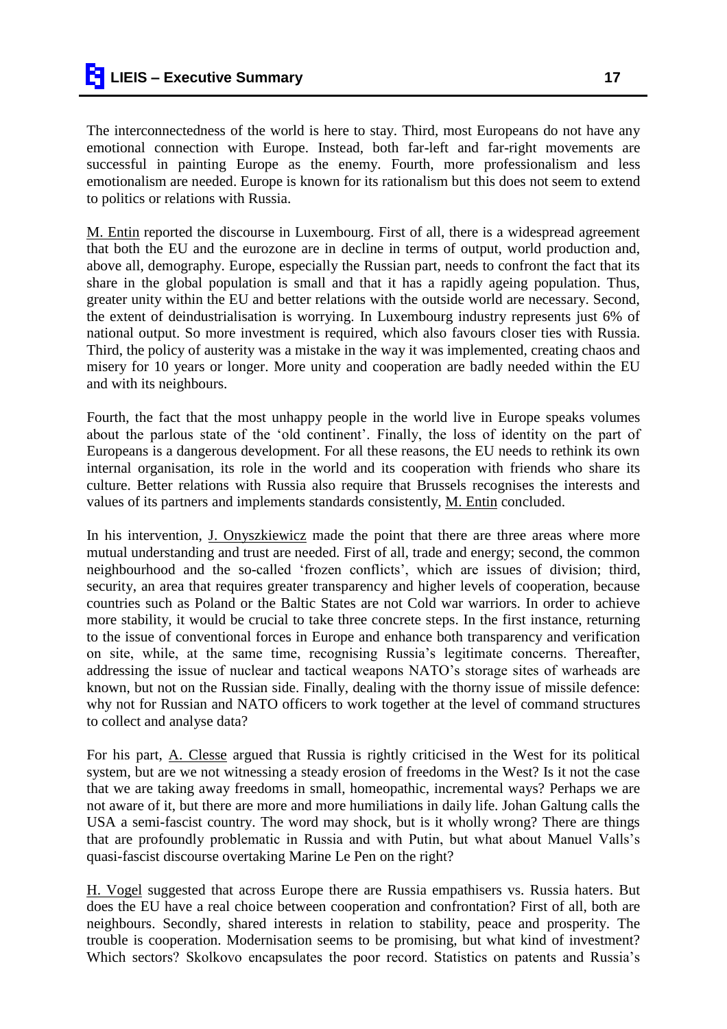The interconnectedness of the world is here to stay. Third, most Europeans do not have any emotional connection with Europe. Instead, both far-left and far-right movements are successful in painting Europe as the enemy. Fourth, more professionalism and less emotionalism are needed. Europe is known for its rationalism but this does not seem to extend to politics or relations with Russia.

M. Entin reported the discourse in Luxembourg. First of all, there is a widespread agreement that both the EU and the eurozone are in decline in terms of output, world production and, above all, demography. Europe, especially the Russian part, needs to confront the fact that its share in the global population is small and that it has a rapidly ageing population. Thus, greater unity within the EU and better relations with the outside world are necessary. Second, the extent of deindustrialisation is worrying. In Luxembourg industry represents just 6% of national output. So more investment is required, which also favours closer ties with Russia. Third, the policy of austerity was a mistake in the way it was implemented, creating chaos and misery for 10 years or longer. More unity and cooperation are badly needed within the EU and with its neighbours.

Fourth, the fact that the most unhappy people in the world live in Europe speaks volumes about the parlous state of the 'old continent'. Finally, the loss of identity on the part of Europeans is a dangerous development. For all these reasons, the EU needs to rethink its own internal organisation, its role in the world and its cooperation with friends who share its culture. Better relations with Russia also require that Brussels recognises the interests and values of its partners and implements standards consistently, M. Entin concluded.

In his intervention, J. Onyszkiewicz made the point that there are three areas where more mutual understanding and trust are needed. First of all, trade and energy; second, the common neighbourhood and the so-called 'frozen conflicts', which are issues of division; third, security, an area that requires greater transparency and higher levels of cooperation, because countries such as Poland or the Baltic States are not Cold war warriors. In order to achieve more stability, it would be crucial to take three concrete steps. In the first instance, returning to the issue of conventional forces in Europe and enhance both transparency and verification on site, while, at the same time, recognising Russia's legitimate concerns. Thereafter, addressing the issue of nuclear and tactical weapons NATO's storage sites of warheads are known, but not on the Russian side. Finally, dealing with the thorny issue of missile defence: why not for Russian and NATO officers to work together at the level of command structures to collect and analyse data?

For his part, A. Clesse argued that Russia is rightly criticised in the West for its political system, but are we not witnessing a steady erosion of freedoms in the West? Is it not the case that we are taking away freedoms in small, homeopathic, incremental ways? Perhaps we are not aware of it, but there are more and more humiliations in daily life. Johan Galtung calls the USA a semi-fascist country. The word may shock, but is it wholly wrong? There are things that are profoundly problematic in Russia and with Putin, but what about Manuel Valls's quasi-fascist discourse overtaking Marine Le Pen on the right?

H. Vogel suggested that across Europe there are Russia empathisers vs. Russia haters. But does the EU have a real choice between cooperation and confrontation? First of all, both are neighbours. Secondly, shared interests in relation to stability, peace and prosperity. The trouble is cooperation. Modernisation seems to be promising, but what kind of investment? Which sectors? Skolkovo encapsulates the poor record. Statistics on patents and Russia's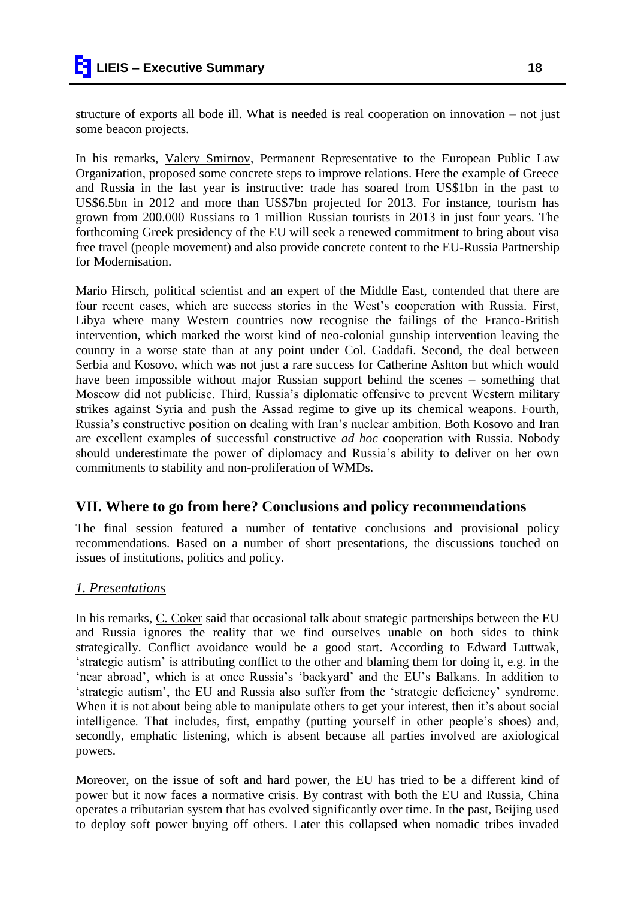structure of exports all bode ill. What is needed is real cooperation on innovation – not just some beacon projects.

In his remarks, Valery Smirnov, Permanent Representative to the European Public Law Organization, proposed some concrete steps to improve relations. Here the example of Greece and Russia in the last year is instructive: trade has soared from US$1bn in the past to US$6.5bn in 2012 and more than US$7bn projected for 2013. For instance, tourism has grown from 200.000 Russians to 1 million Russian tourists in 2013 in just four years. The forthcoming Greek presidency of the EU will seek a renewed commitment to bring about visa free travel (people movement) and also provide concrete content to the EU-Russia Partnership for Modernisation.

Mario Hirsch, political scientist and an expert of the Middle East, contended that there are four recent cases, which are success stories in the West's cooperation with Russia. First, Libya where many Western countries now recognise the failings of the Franco-British intervention, which marked the worst kind of neo-colonial gunship intervention leaving the country in a worse state than at any point under Col. Gaddafi. Second, the deal between Serbia and Kosovo, which was not just a rare success for Catherine Ashton but which would have been impossible without major Russian support behind the scenes – something that Moscow did not publicise. Third, Russia's diplomatic offensive to prevent Western military strikes against Syria and push the Assad regime to give up its chemical weapons. Fourth, Russia's constructive position on dealing with Iran's nuclear ambition. Both Kosovo and Iran are excellent examples of successful constructive *ad hoc* cooperation with Russia. Nobody should underestimate the power of diplomacy and Russia's ability to deliver on her own commitments to stability and non-proliferation of WMDs.

## VII. Where to go from here? Conclusions and policy recommendations

The final session featured a number of tentative conclusions and provisional policy recommendations. Based on a number of short presentations, the discussions touched on issues of institutions, politics and policy.

### *1. Presentations*

In his remarks, C. Coker said that occasional talk about strategic partnerships between the EU and Russia ignores the reality that we find ourselves unable on both sides to think strategically. Conflict avoidance would be a good start. According to Edward Luttwak, 'strategic autism' is attributing conflict to the other and blaming them for doing it, e.g. in the 'near abroad', which is at once Russia's 'backyard' and the EU's Balkans. In addition to 'strategic autism', the EU and Russia also suffer from the 'strategic deficiency' syndrome. When it is not about being able to manipulate others to get your interest, then it's about social intelligence. That includes, first, empathy (putting yourself in other people's shoes) and, secondly, emphatic listening, which is absent because all parties involved are axiological powers.

Moreover, on the issue of soft and hard power, the EU has tried to be a different kind of power but it now faces a normative crisis. By contrast with both the EU and Russia, China operates a tributarian system that has evolved significantly over time. In the past, Beijing used to deploy soft power buying off others. Later this collapsed when nomadic tribes invaded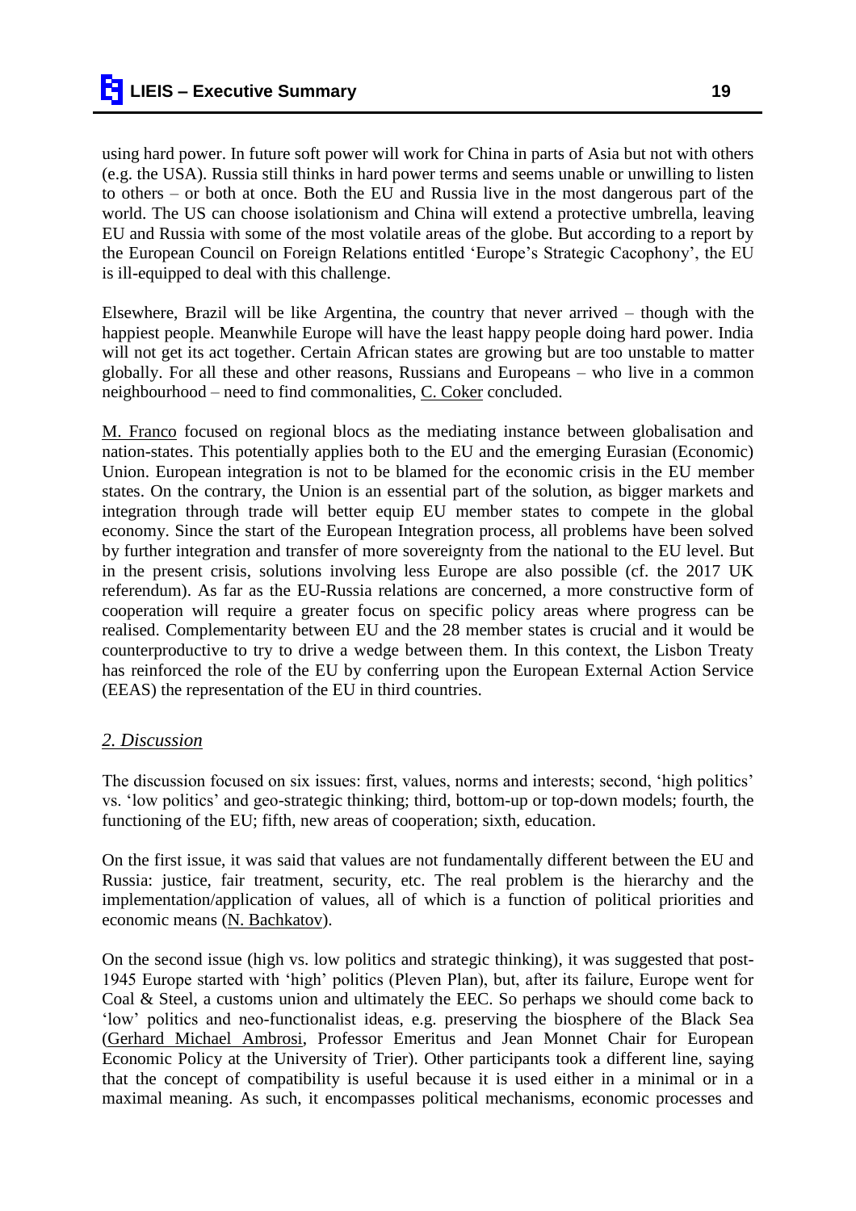using hard power. In future soft power will work for China in parts of Asia but not with others (e.g. the USA). Russia still thinks in hard power terms and seems unable or unwilling to listen to others – or both at once. Both the EU and Russia live in the most dangerous part of the world. The US can choose isolationism and China will extend a protective umbrella, leaving EU and Russia with some of the most volatile areas of the globe. But according to a report by the European Council on Foreign Relations entitled 'Europe's Strategic Cacophony', the EU is ill-equipped to deal with this challenge.

Elsewhere, Brazil will be like Argentina, the country that never arrived – though with the happiest people. Meanwhile Europe will have the least happy people doing hard power. India will not get its act together. Certain African states are growing but are too unstable to matter globally. For all these and other reasons, Russians and Europeans – who live in a common neighbourhood – need to find commonalities, C. Coker concluded.

M. Franco focused on regional blocs as the mediating instance between globalisation and nation-states. This potentially applies both to the EU and the emerging Eurasian (Economic) Union. European integration is not to be blamed for the economic crisis in the EU member states. On the contrary, the Union is an essential part of the solution, as bigger markets and integration through trade will better equip EU member states to compete in the global economy. Since the start of the European Integration process, all problems have been solved by further integration and transfer of more sovereignty from the national to the EU level. But in the present crisis, solutions involving less Europe are also possible (cf. the 2017 UK referendum). As far as the EU-Russia relations are concerned, a more constructive form of cooperation will require a greater focus on specific policy areas where progress can be realised. Complementarity between EU and the 28 member states is crucial and it would be counterproductive to try to drive a wedge between them. In this context, the Lisbon Treaty has reinforced the role of the EU by conferring upon the European External Action Service (EEAS) the representation of the EU in third countries.

## *2. Discussion*

The discussion focused on six issues: first, values, norms and interests; second, 'high politics' vs. 'low politics' and geo-strategic thinking; third, bottom-up or top-down models; fourth, the functioning of the EU; fifth, new areas of cooperation; sixth, education.

On the first issue, it was said that values are not fundamentally different between the EU and Russia: justice, fair treatment, security, etc. The real problem is the hierarchy and the implementation/application of values, all of which is a function of political priorities and economic means (N. Bachkatov).

On the second issue (high vs. low politics and strategic thinking), it was suggested that post-1945 Europe started with 'high' politics (Pleven Plan), but, after its failure, Europe went for Coal & Steel, a customs union and ultimately the EEC. So perhaps we should come back to 'low' politics and neo-functionalist ideas, e.g. preserving the biosphere of the Black Sea (Gerhard Michael Ambrosi, Professor Emeritus and Jean Monnet Chair for European Economic Policy at the University of Trier). Other participants took a different line, saying that the concept of compatibility is useful because it is used either in a minimal or in a maximal meaning. As such, it encompasses political mechanisms, economic processes and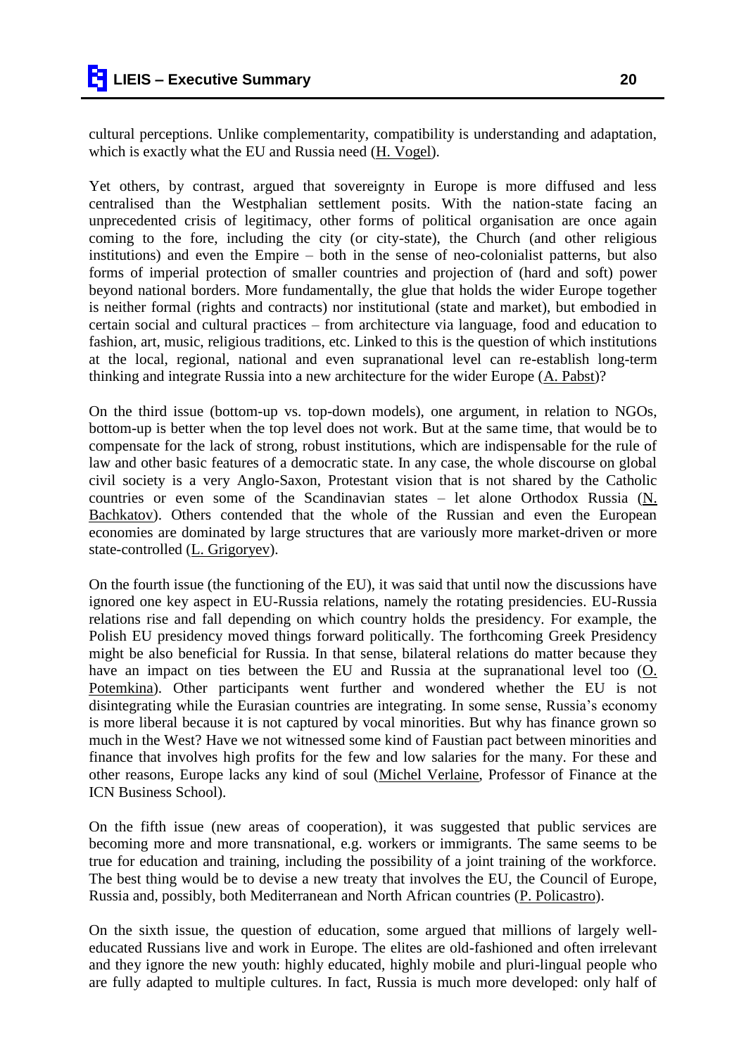cultural perceptions. Unlike complementarity, compatibility is understanding and adaptation, which is exactly what the EU and Russia need (H. Vogel).

Yet others, by contrast, argued that sovereignty in Europe is more diffused and less centralised than the Westphalian settlement posits. With the nation-state facing an unprecedented crisis of legitimacy, other forms of political organisation are once again coming to the fore, including the city (or city-state), the Church (and other religious institutions) and even the Empire – both in the sense of neo-colonialist patterns, but also forms of imperial protection of smaller countries and projection of (hard and soft) power beyond national borders. More fundamentally, the glue that holds the wider Europe together is neither formal (rights and contracts) nor institutional (state and market), but embodied in certain social and cultural practices – from architecture via language, food and education to fashion, art, music, religious traditions, etc. Linked to this is the question of which institutions at the local, regional, national and even supranational level can re-establish long-term thinking and integrate Russia into a new architecture for the wider Europe (A. Pabst)?

On the third issue (bottom-up vs. top-down models), one argument, in relation to NGOs, bottom-up is better when the top level does not work. But at the same time, that would be to compensate for the lack of strong, robust institutions, which are indispensable for the rule of law and other basic features of a democratic state. In any case, the whole discourse on global civil society is a very Anglo-Saxon, Protestant vision that is not shared by the Catholic countries or even some of the Scandinavian states – let alone Orthodox Russia (N. Bachkatov). Others contended that the whole of the Russian and even the European economies are dominated by large structures that are variously more market-driven or more state-controlled (L. Grigoryev).

On the fourth issue (the functioning of the EU), it was said that until now the discussions have ignored one key aspect in EU-Russia relations, namely the rotating presidencies. EU-Russia relations rise and fall depending on which country holds the presidency. For example, the Polish EU presidency moved things forward politically. The forthcoming Greek Presidency might be also beneficial for Russia. In that sense, bilateral relations do matter because they have an impact on ties between the EU and Russia at the supranational level too (O. Potemkina). Other participants went further and wondered whether the EU is not disintegrating while the Eurasian countries are integrating. In some sense, Russia's economy is more liberal because it is not captured by vocal minorities. But why has finance grown so much in the West? Have we not witnessed some kind of Faustian pact between minorities and finance that involves high profits for the few and low salaries for the many. For these and other reasons, Europe lacks any kind of soul (Michel Verlaine, Professor of Finance at the ICN Business School).

On the fifth issue (new areas of cooperation), it was suggested that public services are becoming more and more transnational, e.g. workers or immigrants. The same seems to be true for education and training, including the possibility of a joint training of the workforce. The best thing would be to devise a new treaty that involves the EU, the Council of Europe, Russia and, possibly, both Mediterranean and North African countries (P. Policastro).

On the sixth issue, the question of education, some argued that millions of largely well-educated Russians live and work in Europe. The elites are old-fashioned and often irrelevant and they ignore the new youth: highly educated, highly mobile and pluri-lingual people who are fully adapted to multiple cultures. In fact, Russia is much more developed: only half of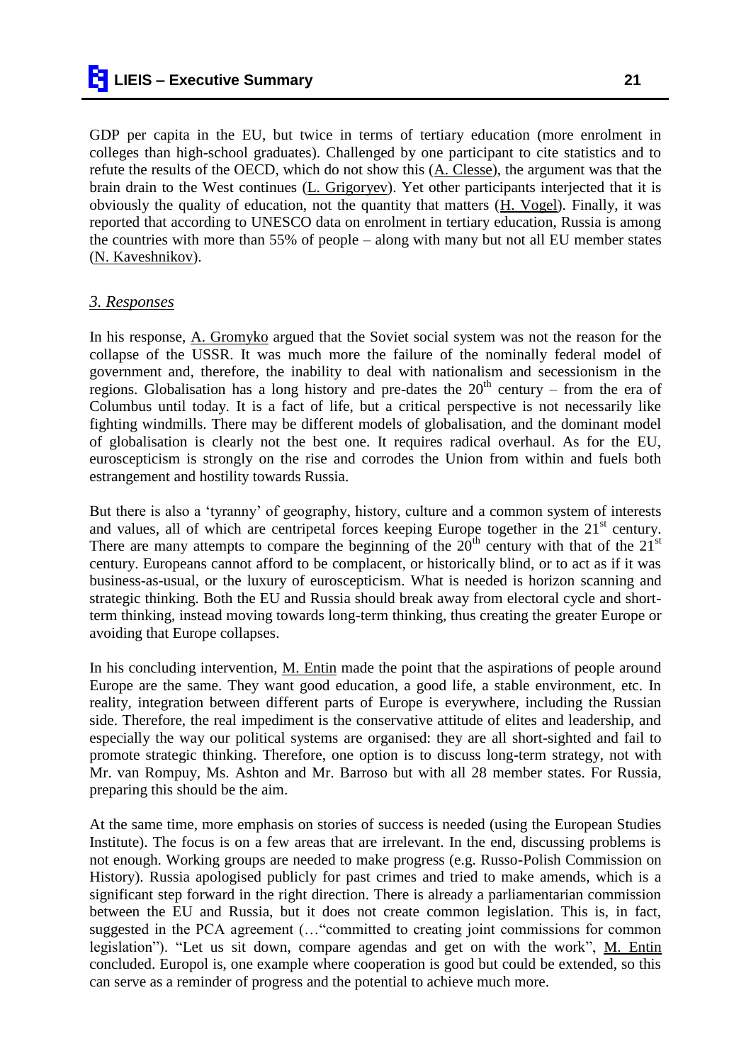GDP per capita in the EU, but twice in terms of tertiary education (more enrolment in colleges than high-school graduates). Challenged by one participant to cite statistics and to refute the results of the OECD, which do not show this (A. Clesse), the argument was that the brain drain to the West continues (L. Grigoryev). Yet other participants interjected that it is obviously the quality of education, not the quantity that matters (H. Vogel). Finally, it was reported that according to UNESCO data on enrolment in tertiary education, Russia is among the countries with more than 55% of people – along with many but not all EU member states (N. Kaveshnikov).

### *3. Responses*

In his response, A. Gromyko argued that the Soviet social system was not the reason for the collapse of the USSR. It was much more the failure of the nominally federal model of government and, therefore, the inability to deal with nationalism and secessionism in the regions. Globalisation has a long history and pre-dates the 20th century – from the era of Columbus until today. It is a fact of life, but a critical perspective is not necessarily like fighting windmills. There may be different models of globalisation, and the dominant model of globalisation is clearly not the best one. It requires radical overhaul. As for the EU, euroscepticism is strongly on the rise and corrodes the Union from within and fuels both estrangement and hostility towards Russia.

But there is also a 'tyranny' of geography, history, culture and a common system of interests and values, all of which are centripetal forces keeping Europe together in the 21st century. There are many attempts to compare the beginning of the 20th century with that of the 21st century. Europeans cannot afford to be complacent, or historically blind, or to act as if it was business-as-usual, or the luxury of euroscepticism. What is needed is horizon scanning and strategic thinking. Both the EU and Russia should break away from electoral cycle and short-term thinking, instead moving towards long-term thinking, thus creating the greater Europe or avoiding that Europe collapses.

In his concluding intervention, M. Entin made the point that the aspirations of people around Europe are the same. They want good education, a good life, a stable environment, etc. In reality, integration between different parts of Europe is everywhere, including the Russian side. Therefore, the real impediment is the conservative attitude of elites and leadership, and especially the way our political systems are organised: they are all short-sighted and fail to promote strategic thinking. Therefore, one option is to discuss long-term strategy, not with Mr. van Rompuy, Ms. Ashton and Mr. Barroso but with all 28 member states. For Russia, preparing this should be the aim.

At the same time, more emphasis on stories of success is needed (using the European Studies Institute). The focus is on a few areas that are irrelevant. In the end, discussing problems is not enough. Working groups are needed to make progress (e.g. Russo-Polish Commission on History). Russia apologised publicly for past crimes and tried to make amends, which is a significant step forward in the right direction. There is already a parliamentarian commission between the EU and Russia, but it does not create common legislation. This is, in fact, suggested in the PCA agreement (…"committed to creating joint commissions for common legislation"). "Let us sit down, compare agendas and get on with the work", M. Entin concluded. Europol is, one example where cooperation is good but could be extended, so this can serve as a reminder of progress and the potential to achieve much more.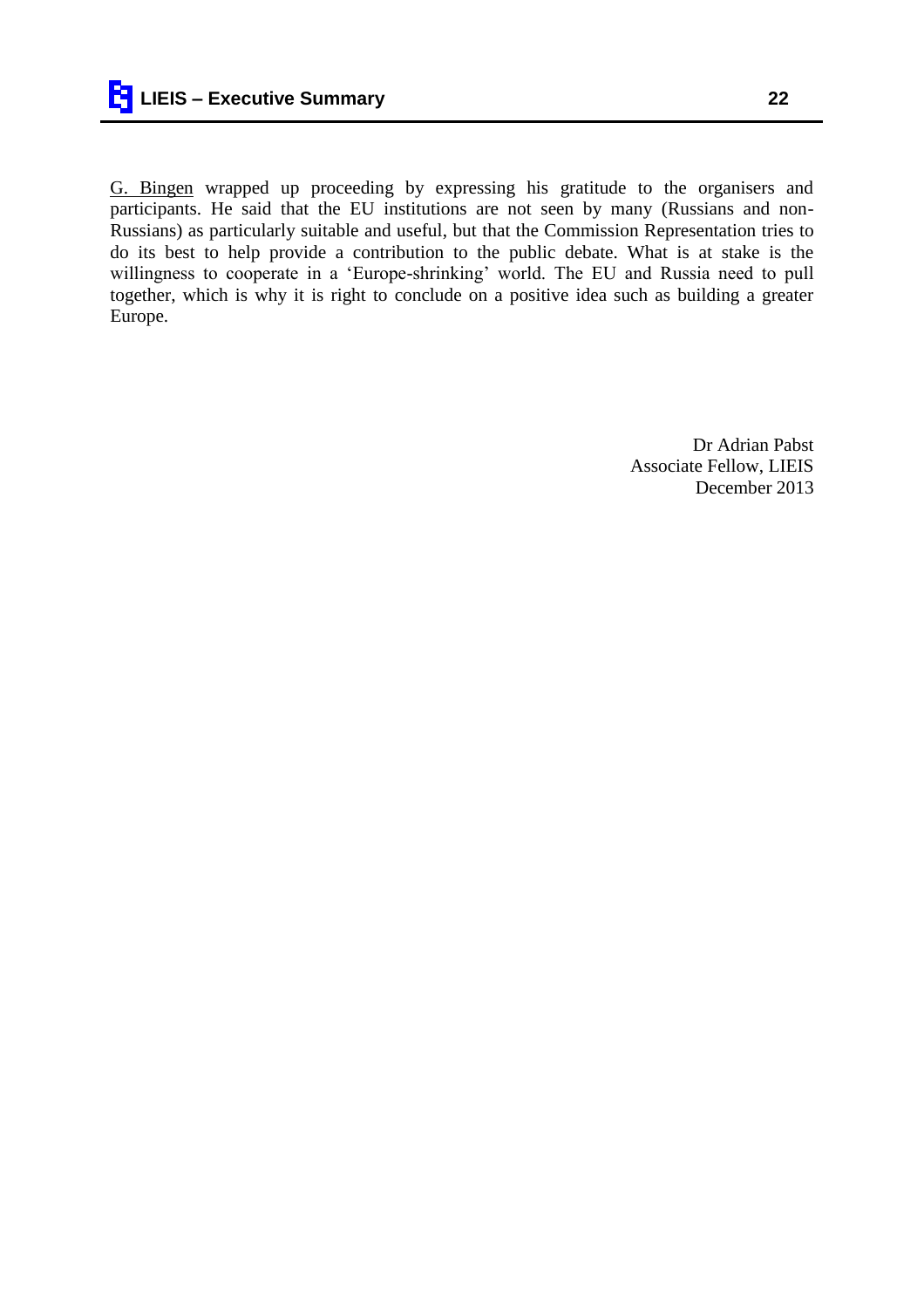G. Bingen wrapped up proceeding by expressing his gratitude to the organisers and participants. He said that the EU institutions are not seen by many (Russians and non-Russians) as particularly suitable and useful, but that the Commission Representation tries to do its best to help provide a contribution to the public debate. What is at stake is the willingness to cooperate in a 'Europe-shrinking' world. The EU and Russia need to pull together, which is why it is right to conclude on a positive idea such as building a greater Europe.

Dr Adrian Pabst
Associate Fellow, LIEIS
December 2013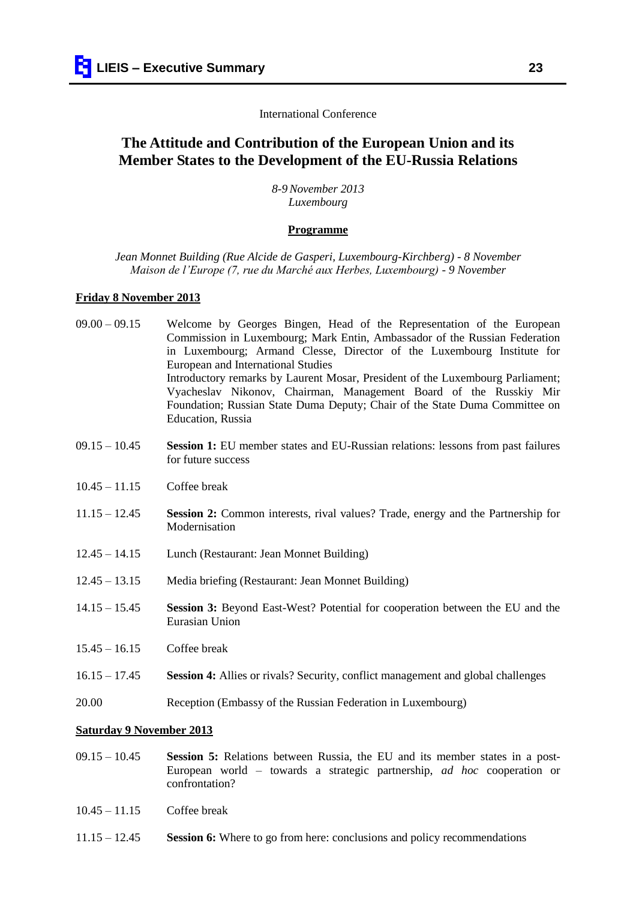International Conference

# The Attitude and Contribution of the European Union and its Member States to the Development of the EU-Russia Relations

*8-9 November 2013*
*Luxembourg*

**Programme**

*Jean Monnet Building (Rue Alcide de Gasperi, Luxembourg-Kirchberg) - 8 November*
*Maison de l'Europe (7, rue du Marché aux Herbes, Luxembourg) - 9 November*

## Friday 8 November 2013

| | |
|---|---|
| 09.00 – 09.15 | Welcome by Georges Bingen, Head of the Representation of the European Commission in Luxembourg; Mark Entin, Ambassador of the Russian Federation in Luxembourg; Armand Clesse, Director of the Luxembourg Institute for European and International Studies<br>Introductory remarks by Laurent Mosar, President of the Luxembourg Parliament; Vyacheslav Nikonov, Chairman, Management Board of the Russkiy Mir Foundation; Russian State Duma Deputy; Chair of the State Duma Committee on Education, Russia |
| 09.15 – 10.45 | **Session 1:** EU member states and EU-Russian relations: lessons from past failures for future success |
| 10.45 – 11.15 | Coffee break |
| 11.15 – 12.45 | **Session 2:** Common interests, rival values? Trade, energy and the Partnership for Modernisation |
| 12.45 – 14.15 | Lunch (Restaurant: Jean Monnet Building) |
| 12.45 – 13.15 | Media briefing (Restaurant: Jean Monnet Building) |
| 14.15 – 15.45 | **Session 3:** Beyond East-West? Potential for cooperation between the EU and the Eurasian Union |
| 15.45 – 16.15 | Coffee break |
| 16.15 – 17.45 | **Session 4:** Allies or rivals? Security, conflict management and global challenges |
| 20.00 | Reception (Embassy of the Russian Federation in Luxembourg) |

## Saturday 9 November 2013

| | |
|---|---|
| 09.15 – 10.45 | **Session 5:** Relations between Russia, the EU and its member states in a post-European world – towards a strategic partnership, *ad hoc* cooperation or confrontation? |
| 10.45 – 11.15 | Coffee break |
| 11.15 – 12.45 | **Session 6:** Where to go from here: conclusions and policy recommendations |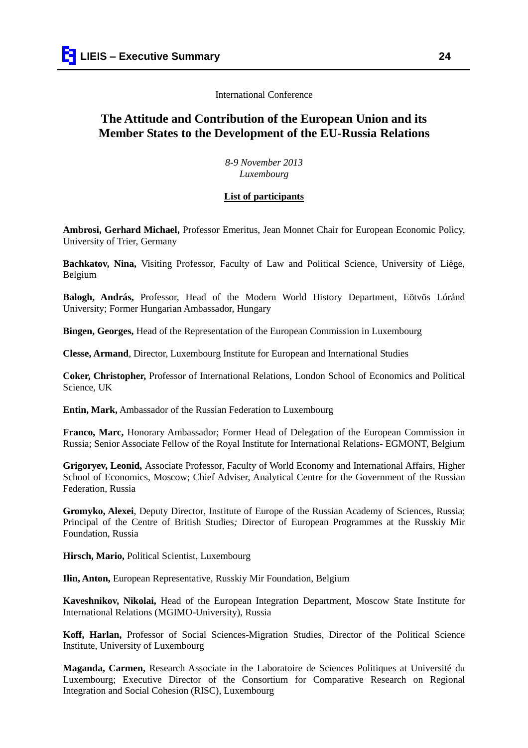International Conference

## The Attitude and Contribution of the European Union and its Member States to the Development of the EU-Russia Relations

*8-9 November 2013*
*Luxembourg*

**List of participants**

**Ambrosi, Gerhard Michael,** Professor Emeritus, Jean Monnet Chair for European Economic Policy, University of Trier, Germany

**Bachkatov, Nina,** Visiting Professor, Faculty of Law and Political Science, University of Liège, Belgium

**Balogh, András,** Professor, Head of the Modern World History Department, Eötvös Lóránd University; Former Hungarian Ambassador, Hungary

**Bingen, Georges,** Head of the Representation of the European Commission in Luxembourg

**Clesse, Armand**, Director, Luxembourg Institute for European and International Studies

**Coker, Christopher,** Professor of International Relations, London School of Economics and Political Science, UK

**Entin, Mark,** Ambassador of the Russian Federation to Luxembourg

**Franco, Marc,** Honorary Ambassador; Former Head of Delegation of the European Commission in Russia; Senior Associate Fellow of the Royal Institute for International Relations- EGMONT, Belgium

**Grigoryev, Leonid,** Associate Professor, Faculty of World Economy and International Affairs, Higher School of Economics, Moscow; Chief Adviser, Analytical Centre for the Government of the Russian Federation, Russia

**Gromyko, Alexei**, Deputy Director, Institute of Europe of the Russian Academy of Sciences, Russia; Principal of the Centre of British Studies*;* Director of European Programmes at the Russkiy Mir Foundation, Russia

**Hirsch, Mario,** Political Scientist, Luxembourg

**Ilin, Anton,** European Representative, Russkiy Mir Foundation, Belgium

**Kaveshnikov, Nikolai,** Head of the European Integration Department, Moscow State Institute for International Relations (MGIMO-University), Russia

**Koff, Harlan,** Professor of Social Sciences-Migration Studies, Director of the Political Science Institute, University of Luxembourg

**Maganda, Carmen,** Research Associate in the Laboratoire de Sciences Politiques at Université du Luxembourg; Executive Director of the Consortium for Comparative Research on Regional Integration and Social Cohesion (RISC), Luxembourg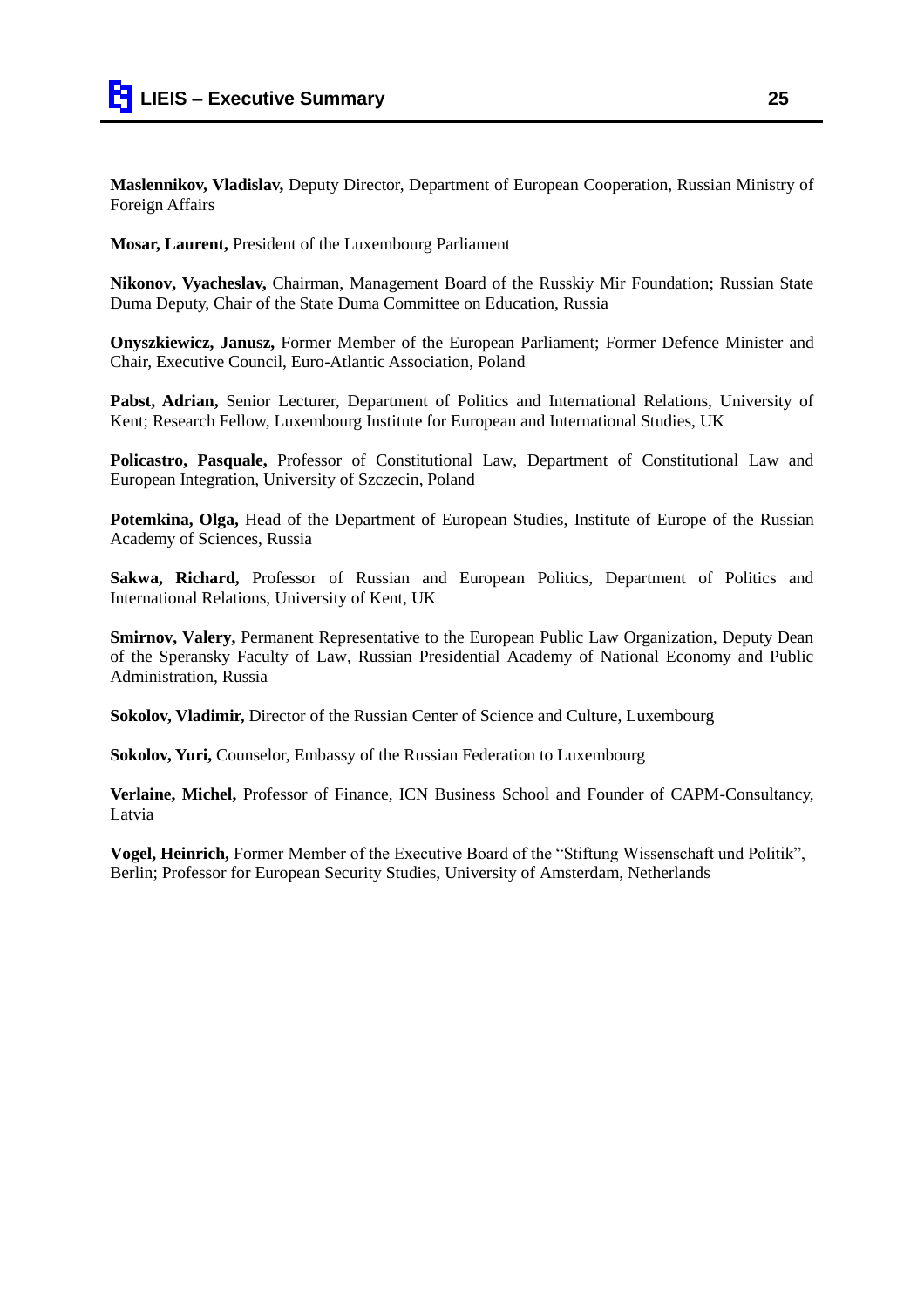**Maslennikov, Vladislav,** Deputy Director, Department of European Cooperation, Russian Ministry of Foreign Affairs

**Mosar, Laurent,** President of the Luxembourg Parliament

**Nikonov, Vyacheslav,** Chairman, Management Board of the Russkiy Mir Foundation; Russian State Duma Deputy, Chair of the State Duma Committee on Education, Russia

**Onyszkiewicz, Janusz,** Former Member of the European Parliament; Former Defence Minister and Chair, Executive Council, Euro-Atlantic Association, Poland

**Pabst, Adrian,** Senior Lecturer, Department of Politics and International Relations, University of Kent; Research Fellow, Luxembourg Institute for European and International Studies, UK

**Policastro, Pasquale,** Professor of Constitutional Law, Department of Constitutional Law and European Integration, University of Szczecin, Poland

**Potemkina, Olga,** Head of the Department of European Studies, Institute of Europe of the Russian Academy of Sciences, Russia

**Sakwa, Richard,** Professor of Russian and European Politics, Department of Politics and International Relations, University of Kent, UK

**Smirnov, Valery,** Permanent Representative to the European Public Law Organization, Deputy Dean of the Speransky Faculty of Law, Russian Presidential Academy of National Economy and Public Administration, Russia

**Sokolov, Vladimir,** Director of the Russian Center of Science and Culture, Luxembourg

**Sokolov, Yuri,** Counselor, Embassy of the Russian Federation to Luxembourg

**Verlaine, Michel,** Professor of Finance, ICN Business School and Founder of CAPM-Consultancy, Latvia

**Vogel, Heinrich,** Former Member of the Executive Board of the "Stiftung Wissenschaft und Politik", Berlin; Professor for European Security Studies, University of Amsterdam, Netherlands